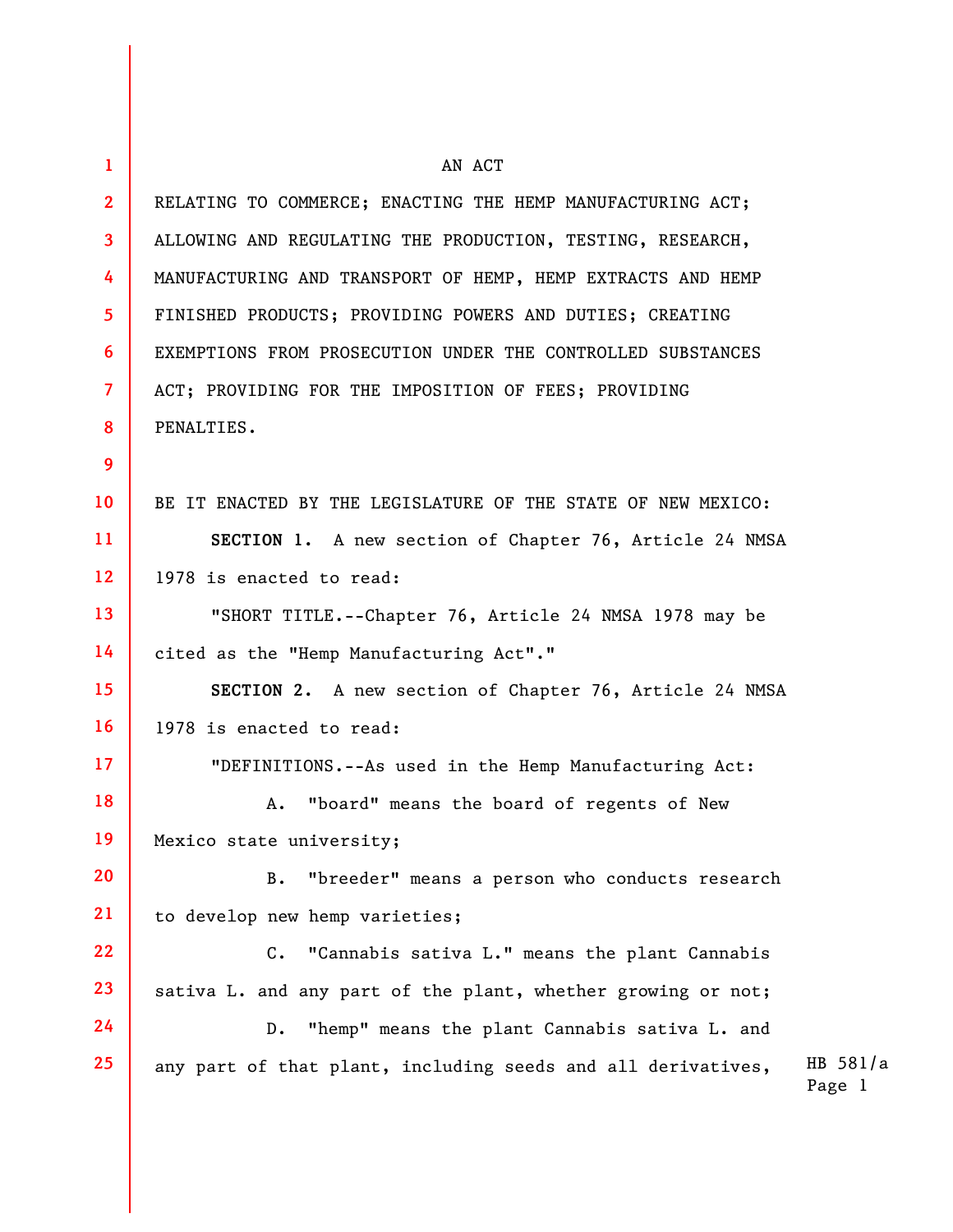AN ACT

RELATING TO COMMERCE; ENACTING THE HEMP MANUFACTURING ACT; ALLOWING AND REGULATING THE PRODUCTION, TESTING, RESEARCH, MANUFACTURING AND TRANSPORT OF HEMP, HEMP EXTRACTS AND HEMP FINISHED PRODUCTS; PROVIDING POWERS AND DUTIES; CREATING EXEMPTIONS FROM PROSECUTION UNDER THE CONTROLLED SUBSTANCES ACT; PROVIDING FOR THE IMPOSITION OF FEES; PROVIDING PENALTIES.

BE IT ENACTED BY THE LEGISLATURE OF THE STATE OF NEW MEXICO:

**SECTION 1.** A new section of Chapter 76, Article 24 NMSA 1978 is enacted to read:

"SHORT TITLE.--Chapter 76, Article 24 NMSA 1978 may be cited as the "Hemp Manufacturing Act"."

**SECTION 2.** A new section of Chapter 76, Article 24 NMSA 1978 is enacted to read:

"DEFINITIONS.--As used in the Hemp Manufacturing Act:

A. "board" means the board of regents of New Mexico state university;

B. "breeder" means a person who conducts research to develop new hemp varieties;

C. "Cannabis sativa L." means the plant Cannabis sativa L. and any part of the plant, whether growing or not;

D. "hemp" means the plant Cannabis sativa L. and any part of that plant, including seeds and all derivatives,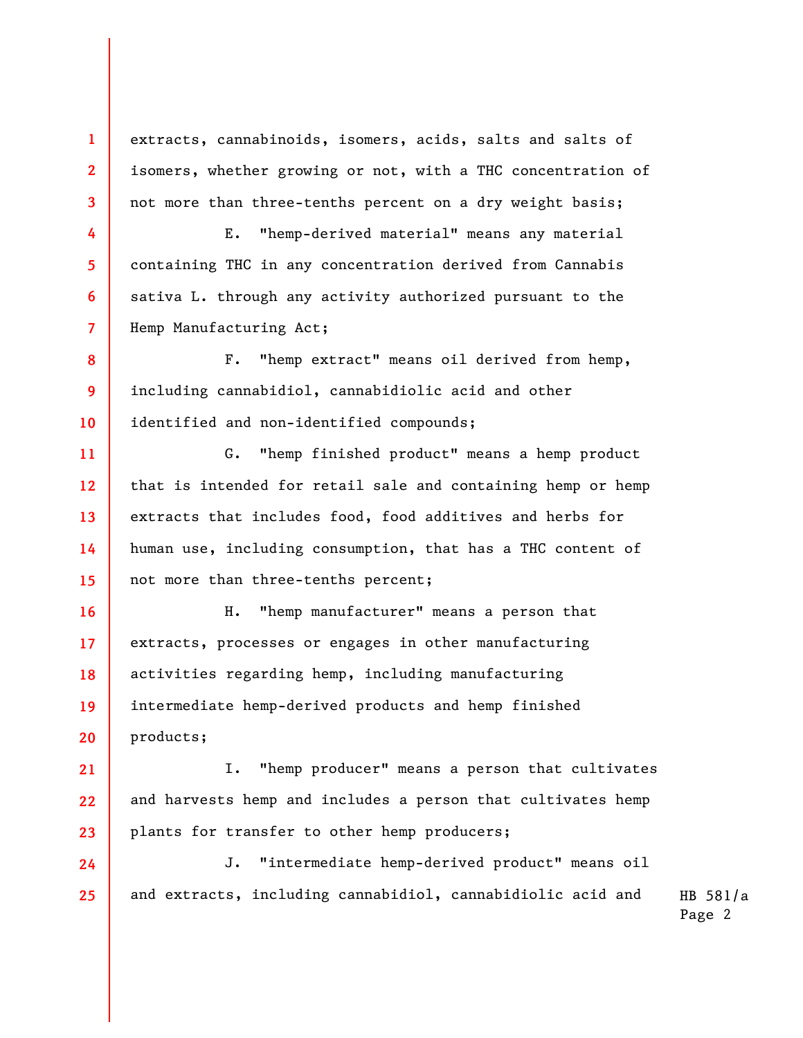extracts, cannabinoids, isomers, acids, salts and salts of isomers, whether growing or not, with a THC concentration of not more than three-tenths percent on a dry weight basis;

E. "hemp-derived material" means any material containing THC in any concentration derived from Cannabis sativa L. through any activity authorized pursuant to the Hemp Manufacturing Act;

F. "hemp extract" means oil derived from hemp, including cannabidiol, cannabidiolic acid and other identified and non-identified compounds;

G. "hemp finished product" means a hemp product that is intended for retail sale and containing hemp or hemp extracts that includes food, food additives and herbs for human use, including consumption, that has a THC content of not more than three-tenths percent;

H. "hemp manufacturer" means a person that extracts, processes or engages in other manufacturing activities regarding hemp, including manufacturing intermediate hemp-derived products and hemp finished products;

I. "hemp producer" means a person that cultivates and harvests hemp and includes a person that cultivates hemp plants for transfer to other hemp producers;

J. "intermediate hemp-derived product" means oil and extracts, including cannabidiol, cannabidiolic acid and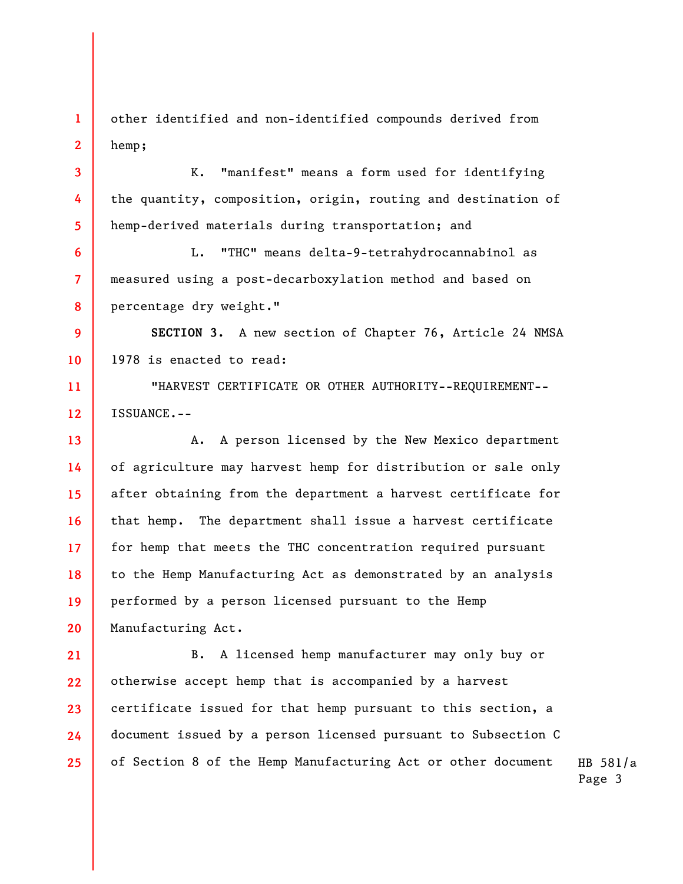other identified and non-identified compounds derived from hemp;

K. "manifest" means a form used for identifying the quantity, composition, origin, routing and destination of hemp-derived materials during transportation; and

L. "THC" means delta-9-tetrahydrocannabinol as measured using a post-decarboxylation method and based on percentage dry weight."

**SECTION 3.** A new section of Chapter 76, Article 24 NMSA 1978 is enacted to read:

"HARVEST CERTIFICATE OR OTHER AUTHORITY--REQUIREMENT--ISSUANCE.--

A. A person licensed by the New Mexico department of agriculture may harvest hemp for distribution or sale only after obtaining from the department a harvest certificate for that hemp. The department shall issue a harvest certificate for hemp that meets the THC concentration required pursuant to the Hemp Manufacturing Act as demonstrated by an analysis performed by a person licensed pursuant to the Hemp Manufacturing Act.

B. A licensed hemp manufacturer may only buy or otherwise accept hemp that is accompanied by a harvest certificate issued for that hemp pursuant to this section, a document issued by a person licensed pursuant to Subsection C of Section 8 of the Hemp Manufacturing Act or other document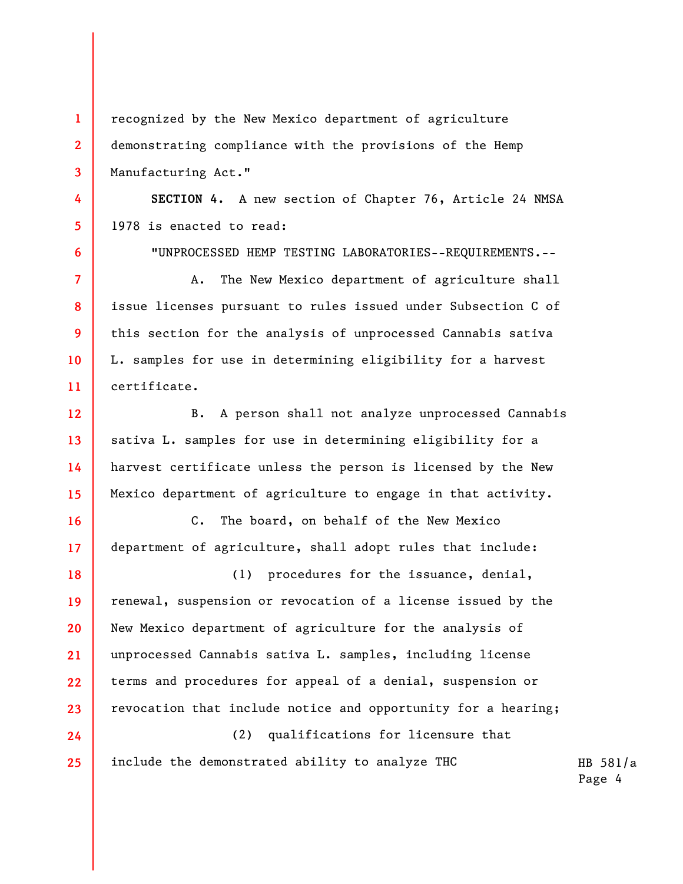recognized by the New Mexico department of agriculture demonstrating compliance with the provisions of the Hemp Manufacturing Act."

**SECTION 4.** A new section of Chapter 76, Article 24 NMSA 1978 is enacted to read:

"UNPROCESSED HEMP TESTING LABORATORIES--REQUIREMENTS.--

A. The New Mexico department of agriculture shall issue licenses pursuant to rules issued under Subsection C of this section for the analysis of unprocessed Cannabis sativa L. samples for use in determining eligibility for a harvest certificate.

B. A person shall not analyze unprocessed Cannabis sativa L. samples for use in determining eligibility for a harvest certificate unless the person is licensed by the New Mexico department of agriculture to engage in that activity.

C. The board, on behalf of the New Mexico department of agriculture, shall adopt rules that include:

(1) procedures for the issuance, denial, renewal, suspension or revocation of a license issued by the New Mexico department of agriculture for the analysis of unprocessed Cannabis sativa L. samples, including license terms and procedures for appeal of a denial, suspension or revocation that include notice and opportunity for a hearing;

(2) qualifications for licensure that include the demonstrated ability to analyze THC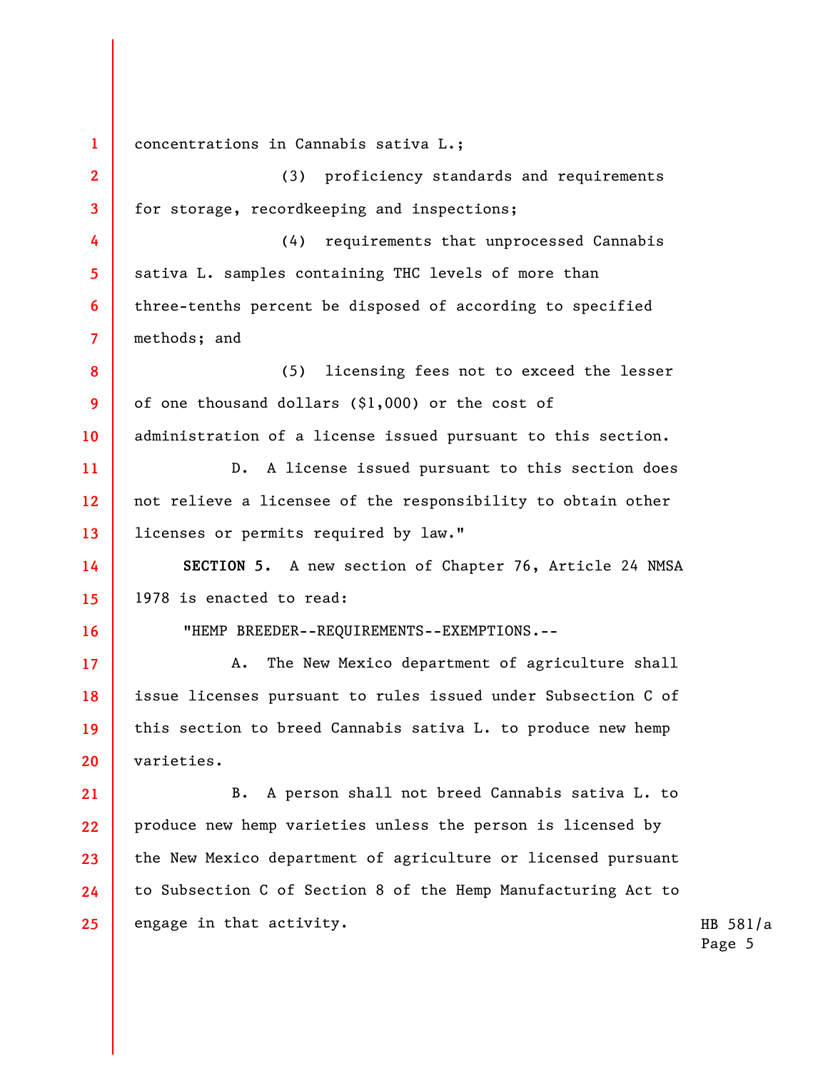concentrations in Cannabis sativa L.;

(3) proficiency standards and requirements for storage, recordkeeping and inspections;

(4) requirements that unprocessed Cannabis sativa L. samples containing THC levels of more than three-tenths percent be disposed of according to specified methods; and

(5) licensing fees not to exceed the lesser of one thousand dollars ($1,000) or the cost of administration of a license issued pursuant to this section.

D. A license issued pursuant to this section does not relieve a licensee of the responsibility to obtain other licenses or permits required by law."

**SECTION 5.** A new section of Chapter 76, Article 24 NMSA 1978 is enacted to read:

"HEMP BREEDER--REQUIREMENTS--EXEMPTIONS.--

A. The New Mexico department of agriculture shall issue licenses pursuant to rules issued under Subsection C of this section to breed Cannabis sativa L. to produce new hemp varieties.

B. A person shall not breed Cannabis sativa L. to produce new hemp varieties unless the person is licensed by the New Mexico department of agriculture or licensed pursuant to Subsection C of Section 8 of the Hemp Manufacturing Act to engage in that activity.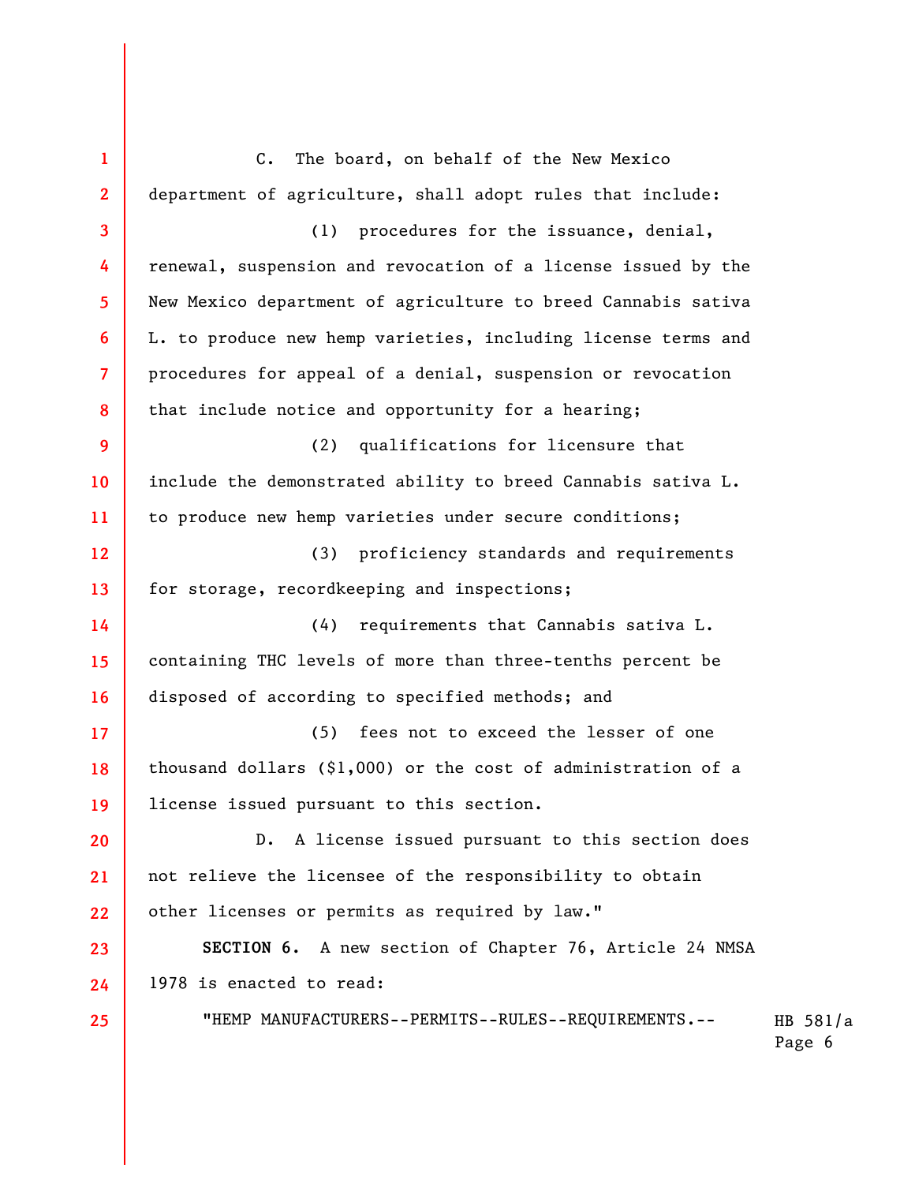C. The board, on behalf of the New Mexico department of agriculture, shall adopt rules that include:

(1) procedures for the issuance, denial, renewal, suspension and revocation of a license issued by the New Mexico department of agriculture to breed Cannabis sativa L. to produce new hemp varieties, including license terms and procedures for appeal of a denial, suspension or revocation that include notice and opportunity for a hearing;

(2) qualifications for licensure that include the demonstrated ability to breed Cannabis sativa L. to produce new hemp varieties under secure conditions;

(3) proficiency standards and requirements for storage, recordkeeping and inspections;

(4) requirements that Cannabis sativa L. containing THC levels of more than three-tenths percent be disposed of according to specified methods; and

(5) fees not to exceed the lesser of one thousand dollars ($1,000) or the cost of administration of a license issued pursuant to this section.

D. A license issued pursuant to this section does not relieve the licensee of the responsibility to obtain other licenses or permits as required by law."

**SECTION 6.** A new section of Chapter 76, Article 24 NMSA 1978 is enacted to read:

"HEMP MANUFACTURERS--PERMITS--RULES--REQUIREMENTS.--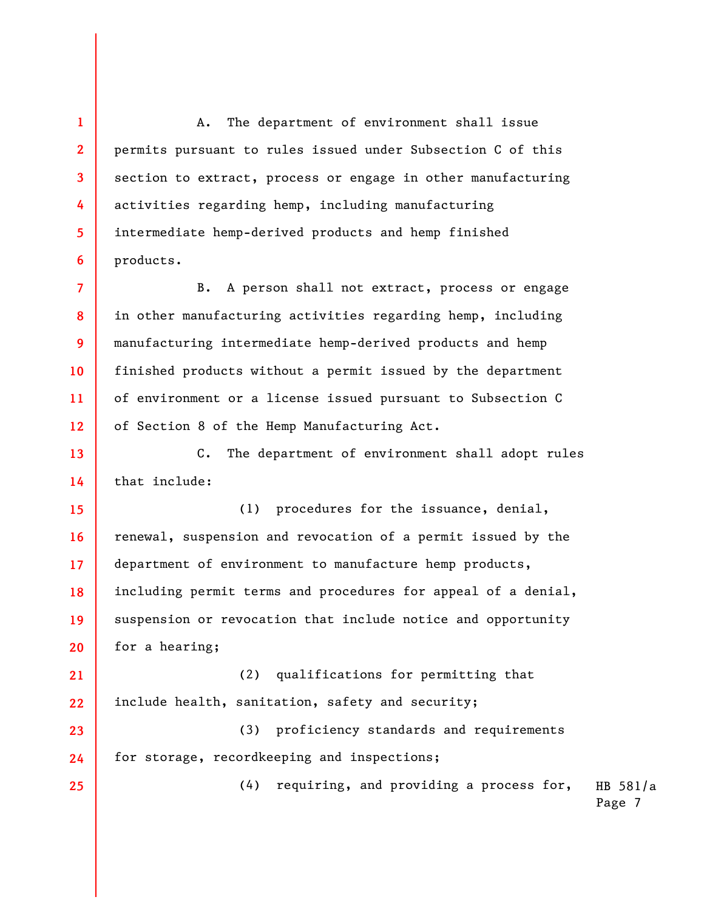A. The department of environment shall issue permits pursuant to rules issued under Subsection C of this section to extract, process or engage in other manufacturing activities regarding hemp, including manufacturing intermediate hemp-derived products and hemp finished products.

B. A person shall not extract, process or engage in other manufacturing activities regarding hemp, including manufacturing intermediate hemp-derived products and hemp finished products without a permit issued by the department of environment or a license issued pursuant to Subsection C of Section 8 of the Hemp Manufacturing Act.

C. The department of environment shall adopt rules that include:

(1) procedures for the issuance, denial, renewal, suspension and revocation of a permit issued by the department of environment to manufacture hemp products, including permit terms and procedures for appeal of a denial, suspension or revocation that include notice and opportunity for a hearing;

(2) qualifications for permitting that include health, sanitation, safety and security;

(3) proficiency standards and requirements for storage, recordkeeping and inspections;

(4) requiring, and providing a process for,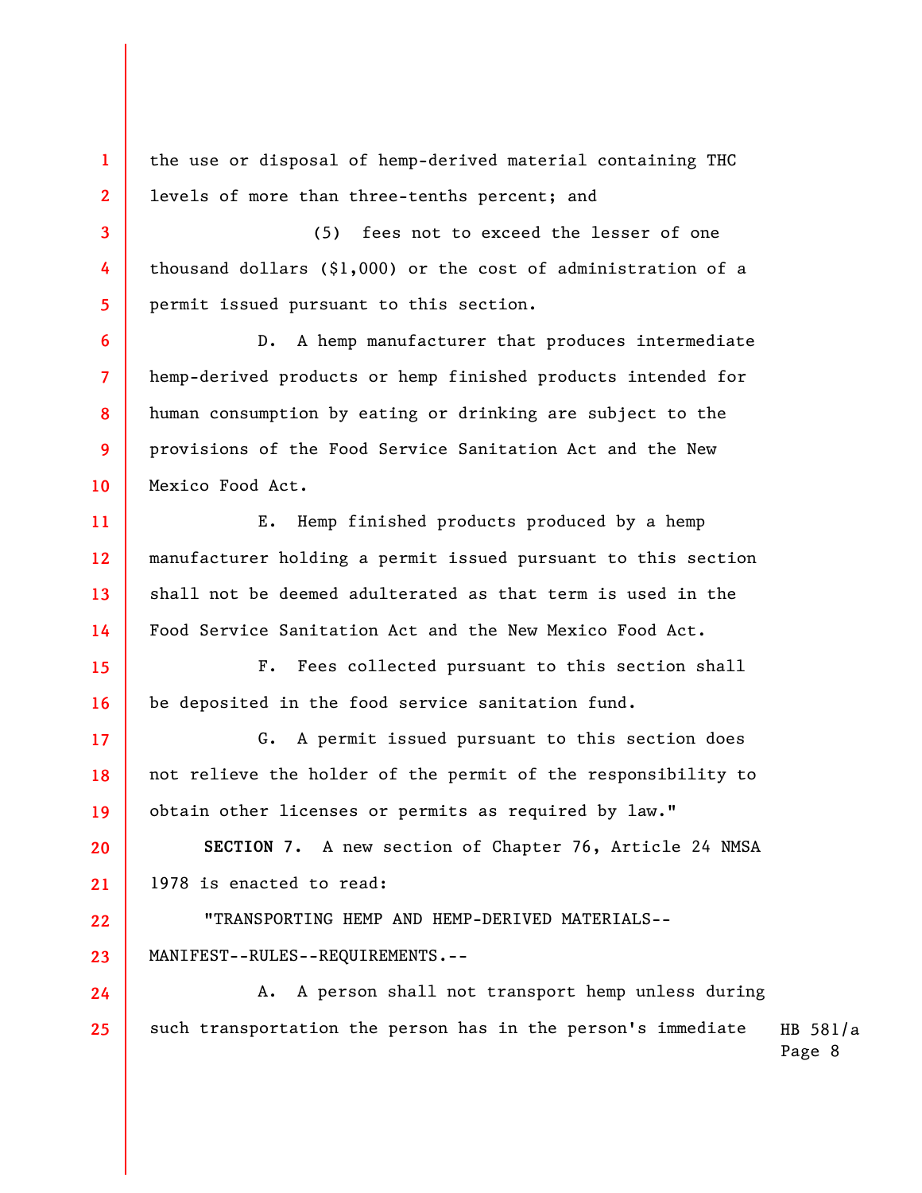the use or disposal of hemp-derived material containing THC levels of more than three-tenths percent; and

(5) fees not to exceed the lesser of one thousand dollars ($1,000) or the cost of administration of a permit issued pursuant to this section.

D. A hemp manufacturer that produces intermediate hemp-derived products or hemp finished products intended for human consumption by eating or drinking are subject to the provisions of the Food Service Sanitation Act and the New Mexico Food Act.

E. Hemp finished products produced by a hemp manufacturer holding a permit issued pursuant to this section shall not be deemed adulterated as that term is used in the Food Service Sanitation Act and the New Mexico Food Act.

F. Fees collected pursuant to this section shall be deposited in the food service sanitation fund.

G. A permit issued pursuant to this section does not relieve the holder of the permit of the responsibility to obtain other licenses or permits as required by law."

**SECTION 7.** A new section of Chapter 76, Article 24 NMSA 1978 is enacted to read:

"TRANSPORTING HEMP AND HEMP-DERIVED MATERIALS--MANIFEST--RULES--REQUIREMENTS.--

A. A person shall not transport hemp unless during such transportation the person has in the person's immediate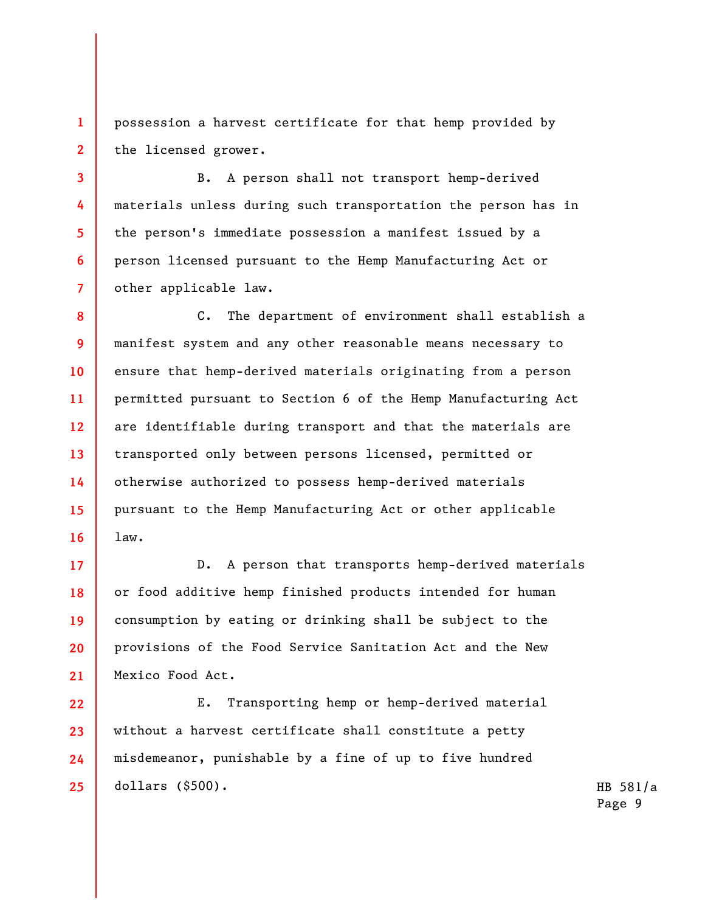possession a harvest certificate for that hemp provided by the licensed grower.

B. A person shall not transport hemp-derived materials unless during such transportation the person has in the person's immediate possession a manifest issued by a person licensed pursuant to the Hemp Manufacturing Act or other applicable law.

C. The department of environment shall establish a manifest system and any other reasonable means necessary to ensure that hemp-derived materials originating from a person permitted pursuant to Section 6 of the Hemp Manufacturing Act are identifiable during transport and that the materials are transported only between persons licensed, permitted or otherwise authorized to possess hemp-derived materials pursuant to the Hemp Manufacturing Act or other applicable law.

D. A person that transports hemp-derived materials or food additive hemp finished products intended for human consumption by eating or drinking shall be subject to the provisions of the Food Service Sanitation Act and the New Mexico Food Act.

E. Transporting hemp or hemp-derived material without a harvest certificate shall constitute a petty misdemeanor, punishable by a fine of up to five hundred dollars ($500).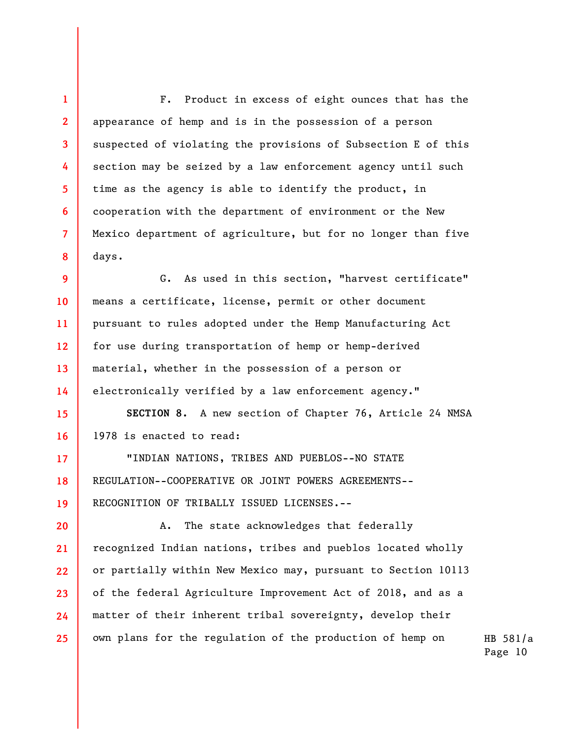F. Product in excess of eight ounces that has the appearance of hemp and is in the possession of a person suspected of violating the provisions of Subsection E of this section may be seized by a law enforcement agency until such time as the agency is able to identify the product, in cooperation with the department of environment or the New Mexico department of agriculture, but for no longer than five days.

G. As used in this section, "harvest certificate" means a certificate, license, permit or other document pursuant to rules adopted under the Hemp Manufacturing Act for use during transportation of hemp or hemp-derived material, whether in the possession of a person or electronically verified by a law enforcement agency."

**SECTION 8.** A new section of Chapter 76, Article 24 NMSA 1978 is enacted to read:

"INDIAN NATIONS, TRIBES AND PUEBLOS--NO STATE REGULATION--COOPERATIVE OR JOINT POWERS AGREEMENTS--RECOGNITION OF TRIBALLY ISSUED LICENSES.--

A. The state acknowledges that federally recognized Indian nations, tribes and pueblos located wholly or partially within New Mexico may, pursuant to Section 10113 of the federal Agriculture Improvement Act of 2018, and as a matter of their inherent tribal sovereignty, develop their own plans for the regulation of the production of hemp on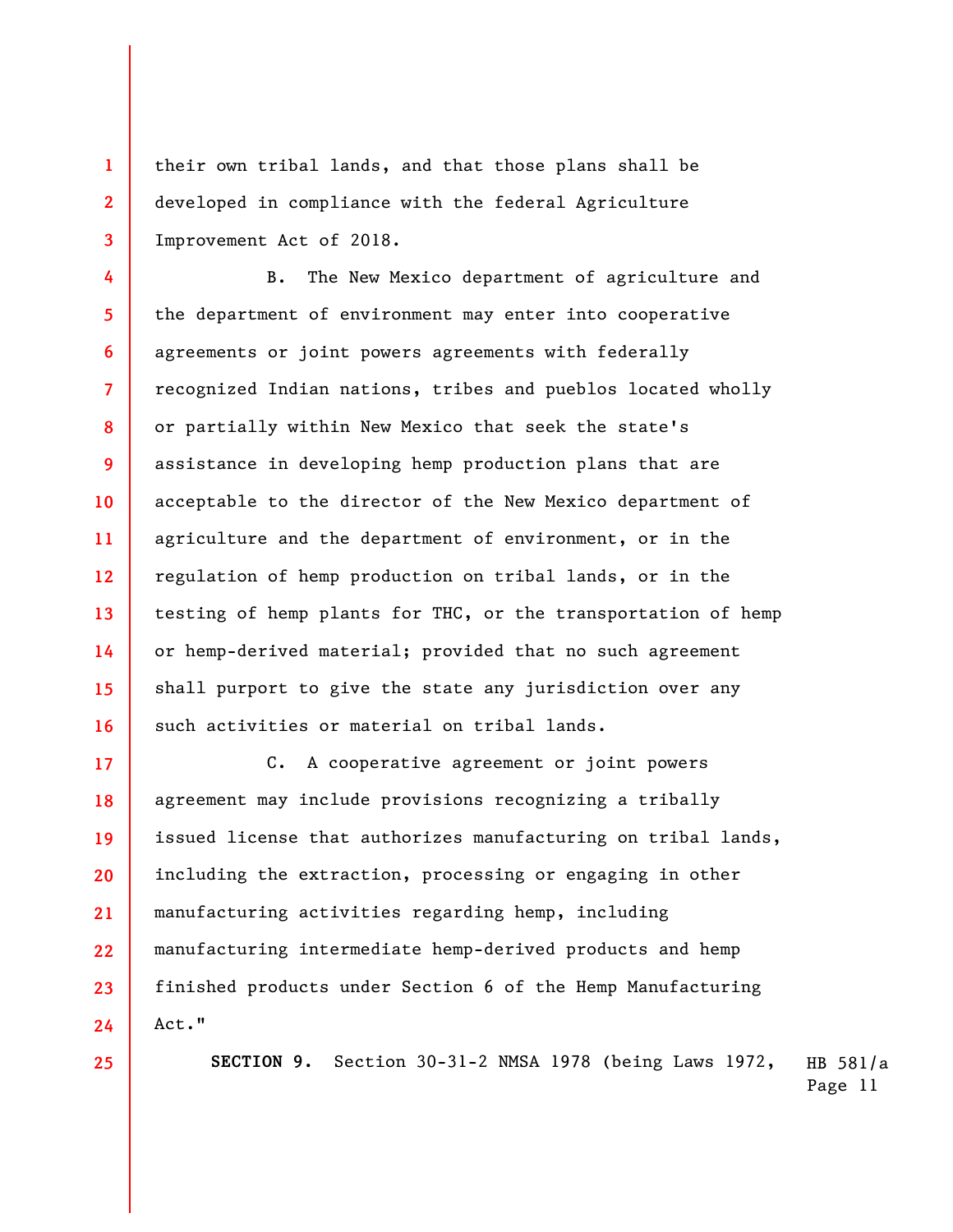their own tribal lands, and that those plans shall be developed in compliance with the federal Agriculture Improvement Act of 2018.

B. The New Mexico department of agriculture and the department of environment may enter into cooperative agreements or joint powers agreements with federally recognized Indian nations, tribes and pueblos located wholly or partially within New Mexico that seek the state's assistance in developing hemp production plans that are acceptable to the director of the New Mexico department of agriculture and the department of environment, or in the regulation of hemp production on tribal lands, or in the testing of hemp plants for THC, or the transportation of hemp or hemp-derived material; provided that no such agreement shall purport to give the state any jurisdiction over any such activities or material on tribal lands.

C. A cooperative agreement or joint powers agreement may include provisions recognizing a tribally issued license that authorizes manufacturing on tribal lands, including the extraction, processing or engaging in other manufacturing activities regarding hemp, including manufacturing intermediate hemp-derived products and hemp finished products under Section 6 of the Hemp Manufacturing Act."

**SECTION 9.** Section 30-31-2 NMSA 1978 (being Laws 1972,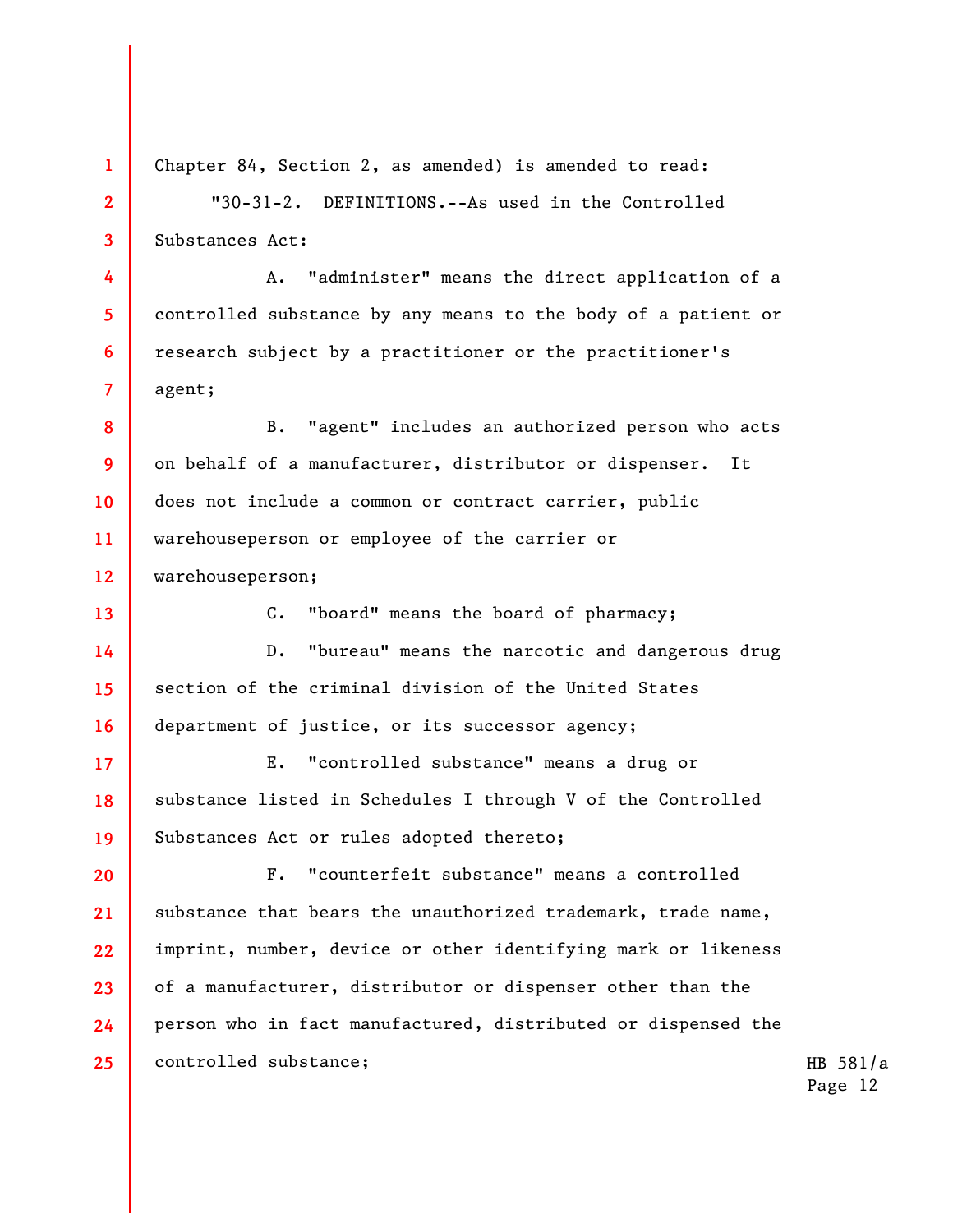Chapter 84, Section 2, as amended) is amended to read:

"30-31-2. DEFINITIONS.--As used in the Controlled Substances Act:

A. "administer" means the direct application of a controlled substance by any means to the body of a patient or research subject by a practitioner or the practitioner's agent;

B. "agent" includes an authorized person who acts on behalf of a manufacturer, distributor or dispenser. It does not include a common or contract carrier, public warehouseperson or employee of the carrier or warehouseperson;

C. "board" means the board of pharmacy;

D. "bureau" means the narcotic and dangerous drug section of the criminal division of the United States department of justice, or its successor agency;

E. "controlled substance" means a drug or substance listed in Schedules I through V of the Controlled Substances Act or rules adopted thereto;

F. "counterfeit substance" means a controlled substance that bears the unauthorized trademark, trade name, imprint, number, device or other identifying mark or likeness of a manufacturer, distributor or dispenser other than the person who in fact manufactured, distributed or dispensed the controlled substance;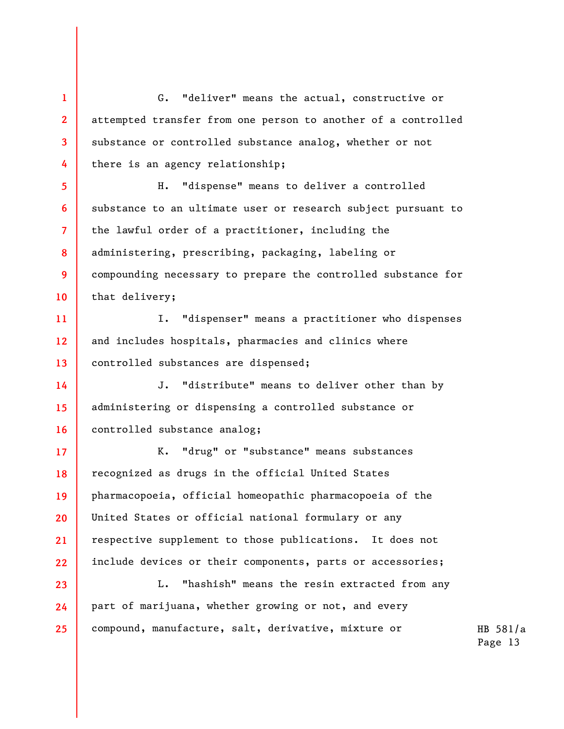G. "deliver" means the actual, constructive or attempted transfer from one person to another of a controlled substance or controlled substance analog, whether or not there is an agency relationship;

H. "dispense" means to deliver a controlled substance to an ultimate user or research subject pursuant to the lawful order of a practitioner, including the administering, prescribing, packaging, labeling or compounding necessary to prepare the controlled substance for that delivery;

I. "dispenser" means a practitioner who dispenses and includes hospitals, pharmacies and clinics where controlled substances are dispensed;

J. "distribute" means to deliver other than by administering or dispensing a controlled substance or controlled substance analog;

K. "drug" or "substance" means substances recognized as drugs in the official United States pharmacopoeia, official homeopathic pharmacopoeia of the United States or official national formulary or any respective supplement to those publications. It does not include devices or their components, parts or accessories;

L. "hashish" means the resin extracted from any part of marijuana, whether growing or not, and every compound, manufacture, salt, derivative, mixture or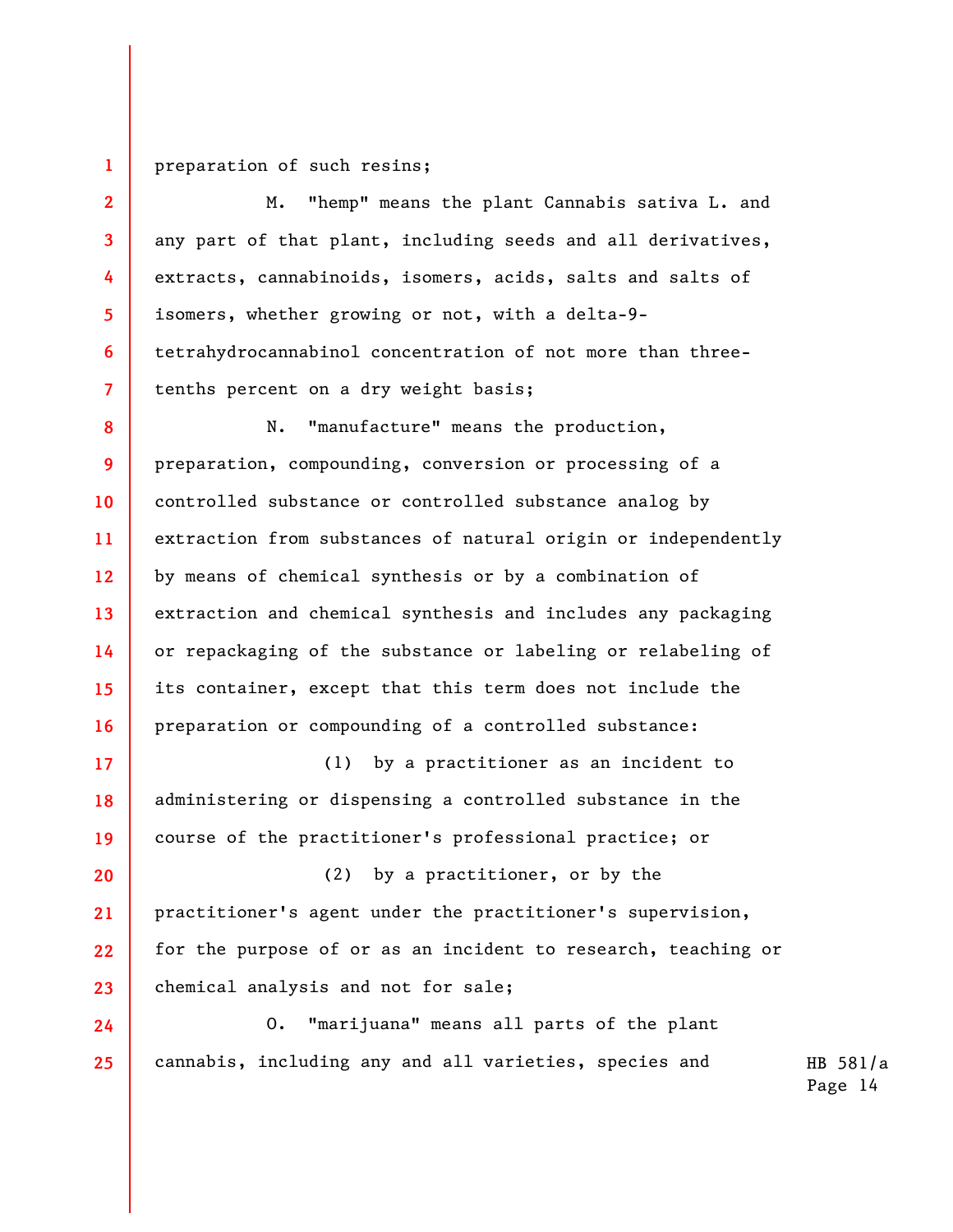preparation of such resins;

M. "hemp" means the plant Cannabis sativa L. and any part of that plant, including seeds and all derivatives, extracts, cannabinoids, isomers, acids, salts and salts of isomers, whether growing or not, with a delta-9-tetrahydrocannabinol concentration of not more than three-tenths percent on a dry weight basis;

N. "manufacture" means the production, preparation, compounding, conversion or processing of a controlled substance or controlled substance analog by extraction from substances of natural origin or independently by means of chemical synthesis or by a combination of extraction and chemical synthesis and includes any packaging or repackaging of the substance or labeling or relabeling of its container, except that this term does not include the preparation or compounding of a controlled substance:

(1) by a practitioner as an incident to administering or dispensing a controlled substance in the course of the practitioner's professional practice; or

(2) by a practitioner, or by the practitioner's agent under the practitioner's supervision, for the purpose of or as an incident to research, teaching or chemical analysis and not for sale;

O. "marijuana" means all parts of the plant cannabis, including any and all varieties, species and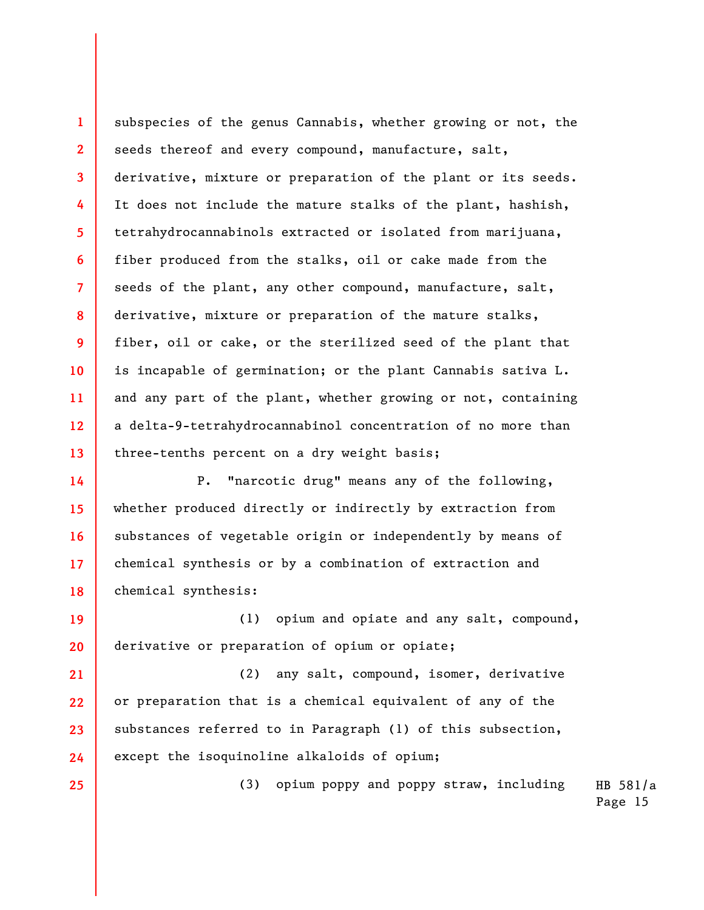subspecies of the genus Cannabis, whether growing or not, the seeds thereof and every compound, manufacture, salt, derivative, mixture or preparation of the plant or its seeds. It does not include the mature stalks of the plant, hashish, tetrahydrocannabinols extracted or isolated from marijuana, fiber produced from the stalks, oil or cake made from the seeds of the plant, any other compound, manufacture, salt, derivative, mixture or preparation of the mature stalks, fiber, oil or cake, or the sterilized seed of the plant that is incapable of germination; or the plant Cannabis sativa L. and any part of the plant, whether growing or not, containing a delta-9-tetrahydrocannabinol concentration of no more than three-tenths percent on a dry weight basis;

P. "narcotic drug" means any of the following, whether produced directly or indirectly by extraction from substances of vegetable origin or independently by means of chemical synthesis or by a combination of extraction and chemical synthesis:

(1) opium and opiate and any salt, compound, derivative or preparation of opium or opiate;

(2) any salt, compound, isomer, derivative or preparation that is a chemical equivalent of any of the substances referred to in Paragraph (1) of this subsection, except the isoquinoline alkaloids of opium;

(3) opium poppy and poppy straw, including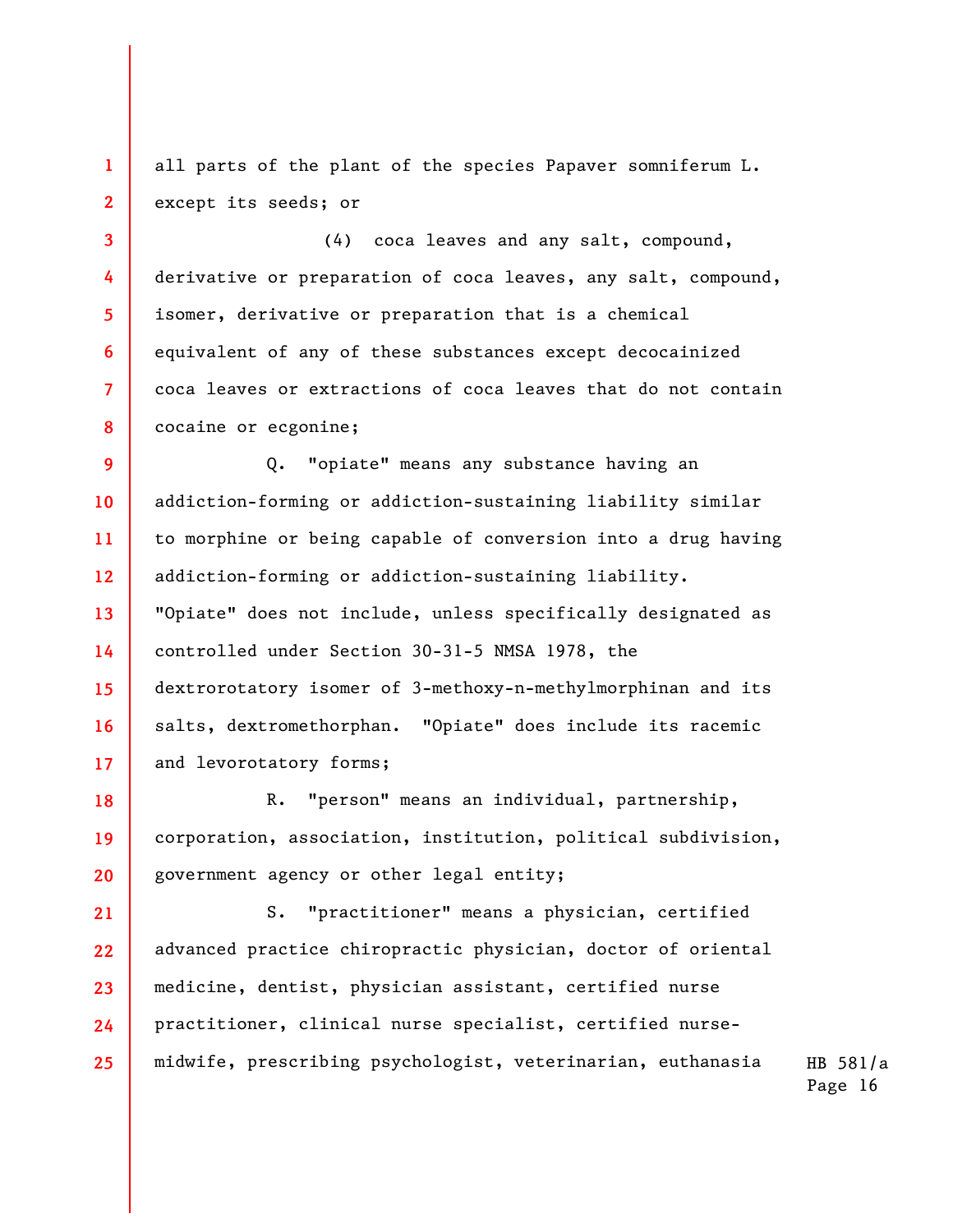all parts of the plant of the species Papaver somniferum L. except its seeds; or

(4) coca leaves and any salt, compound, derivative or preparation of coca leaves, any salt, compound, isomer, derivative or preparation that is a chemical equivalent of any of these substances except decocainized coca leaves or extractions of coca leaves that do not contain cocaine or ecgonine;

Q. "opiate" means any substance having an addiction-forming or addiction-sustaining liability similar to morphine or being capable of conversion into a drug having addiction-forming or addiction-sustaining liability. "Opiate" does not include, unless specifically designated as controlled under Section 30-31-5 NMSA 1978, the dextrorotatory isomer of 3-methoxy-n-methylmorphinan and its salts, dextromethorphan. "Opiate" does include its racemic and levorotatory forms;

R. "person" means an individual, partnership, corporation, association, institution, political subdivision, government agency or other legal entity;

S. "practitioner" means a physician, certified advanced practice chiropractic physician, doctor of oriental medicine, dentist, physician assistant, certified nurse practitioner, clinical nurse specialist, certified nurse-midwife, prescribing psychologist, veterinarian, euthanasia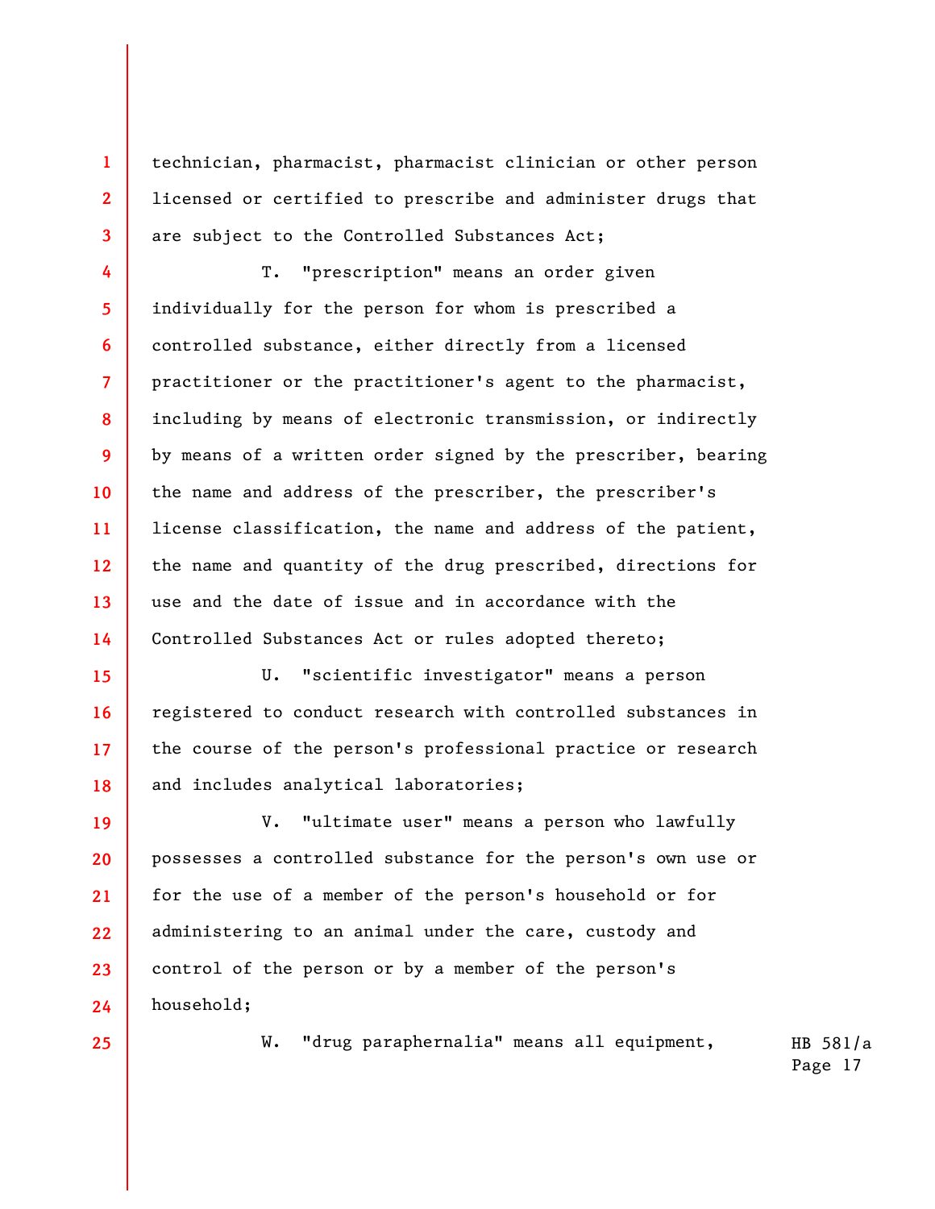technician, pharmacist, pharmacist clinician or other person licensed or certified to prescribe and administer drugs that are subject to the Controlled Substances Act;

T. "prescription" means an order given individually for the person for whom is prescribed a controlled substance, either directly from a licensed practitioner or the practitioner's agent to the pharmacist, including by means of electronic transmission, or indirectly by means of a written order signed by the prescriber, bearing the name and address of the prescriber, the prescriber's license classification, the name and address of the patient, the name and quantity of the drug prescribed, directions for use and the date of issue and in accordance with the Controlled Substances Act or rules adopted thereto;

U. "scientific investigator" means a person registered to conduct research with controlled substances in the course of the person's professional practice or research and includes analytical laboratories;

V. "ultimate user" means a person who lawfully possesses a controlled substance for the person's own use or for the use of a member of the person's household or for administering to an animal under the care, custody and control of the person or by a member of the person's household;

W. "drug paraphernalia" means all equipment,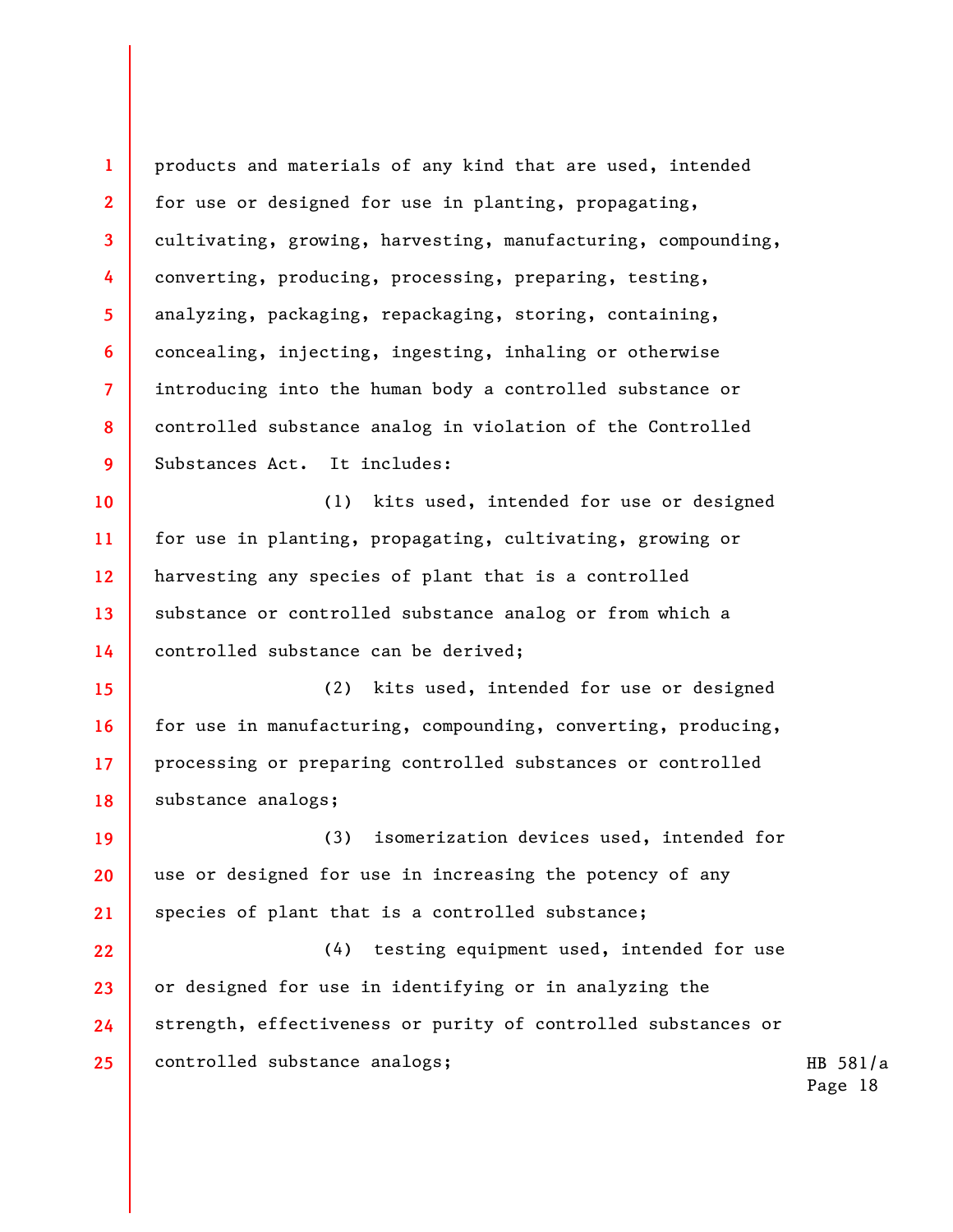products and materials of any kind that are used, intended for use or designed for use in planting, propagating, cultivating, growing, harvesting, manufacturing, compounding, converting, producing, processing, preparing, testing, analyzing, packaging, repackaging, storing, containing, concealing, injecting, ingesting, inhaling or otherwise introducing into the human body a controlled substance or controlled substance analog in violation of the Controlled Substances Act. It includes:

(1) kits used, intended for use or designed for use in planting, propagating, cultivating, growing or harvesting any species of plant that is a controlled substance or controlled substance analog or from which a controlled substance can be derived;

(2) kits used, intended for use or designed for use in manufacturing, compounding, converting, producing, processing or preparing controlled substances or controlled substance analogs;

(3) isomerization devices used, intended for use or designed for use in increasing the potency of any species of plant that is a controlled substance;

(4) testing equipment used, intended for use or designed for use in identifying or in analyzing the strength, effectiveness or purity of controlled substances or controlled substance analogs;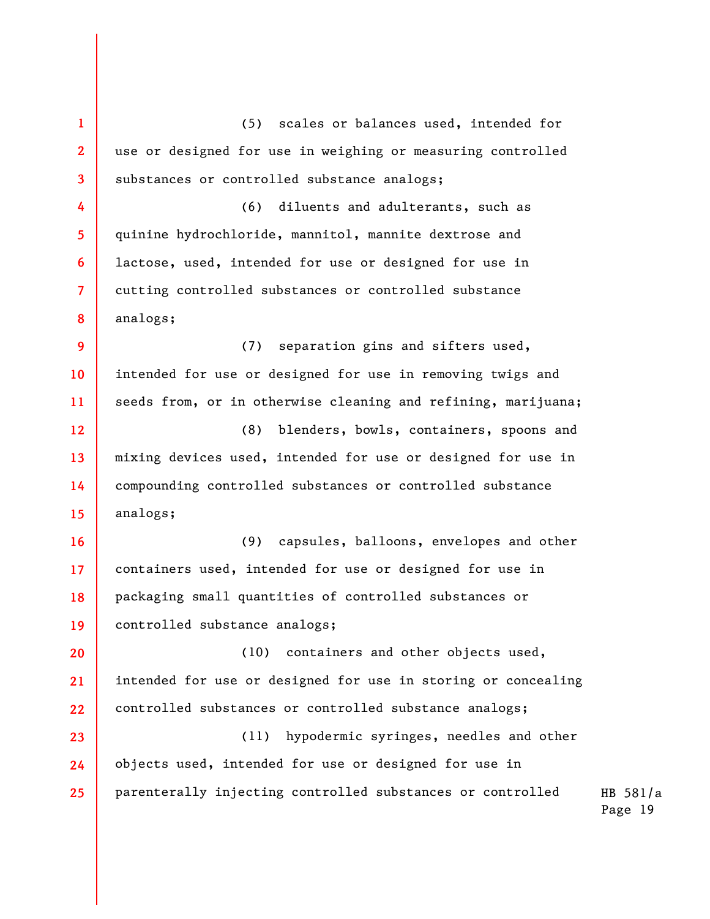(5) scales or balances used, intended for use or designed for use in weighing or measuring controlled substances or controlled substance analogs;

(6) diluents and adulterants, such as quinine hydrochloride, mannitol, mannite dextrose and lactose, used, intended for use or designed for use in cutting controlled substances or controlled substance analogs;

(7) separation gins and sifters used, intended for use or designed for use in removing twigs and seeds from, or in otherwise cleaning and refining, marijuana;

(8) blenders, bowls, containers, spoons and mixing devices used, intended for use or designed for use in compounding controlled substances or controlled substance analogs;

(9) capsules, balloons, envelopes and other containers used, intended for use or designed for use in packaging small quantities of controlled substances or controlled substance analogs;

(10) containers and other objects used, intended for use or designed for use in storing or concealing controlled substances or controlled substance analogs;

(11) hypodermic syringes, needles and other objects used, intended for use or designed for use in parenterally injecting controlled substances or controlled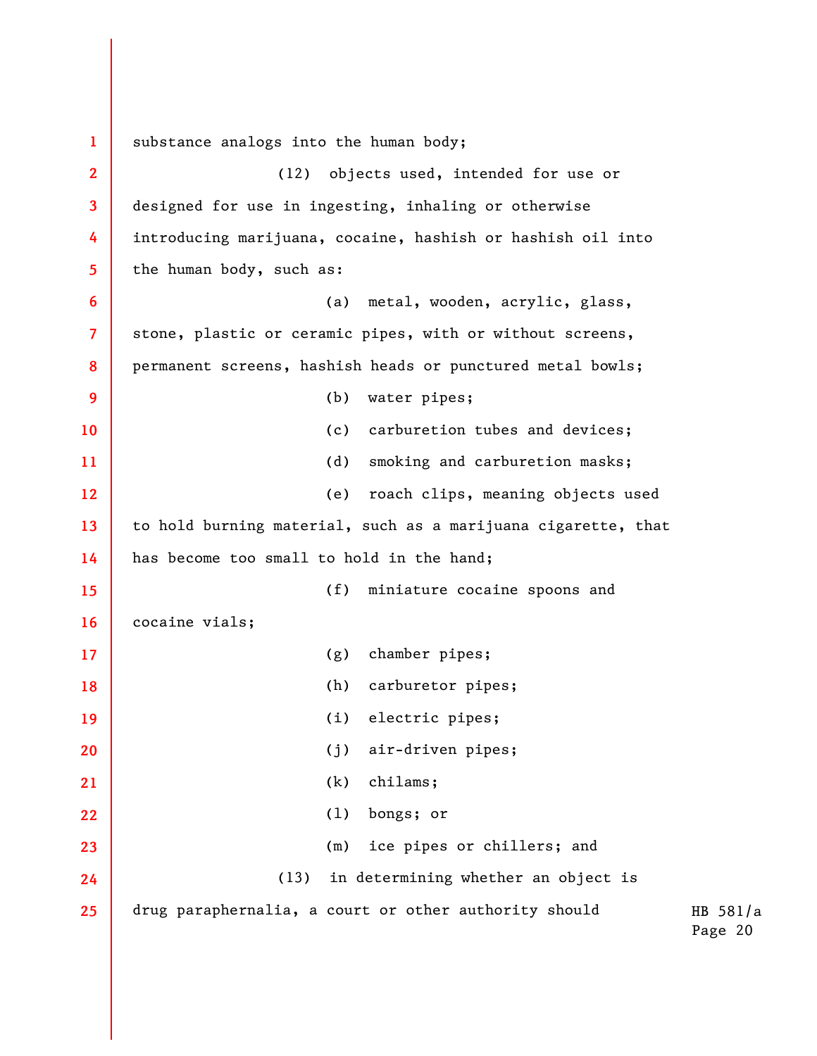substance analogs into the human body;

(12) objects used, intended for use or designed for use in ingesting, inhaling or otherwise introducing marijuana, cocaine, hashish or hashish oil into the human body, such as:

(a) metal, wooden, acrylic, glass, stone, plastic or ceramic pipes, with or without screens, permanent screens, hashish heads or punctured metal bowls;

(b) water pipes;

(c) carburetion tubes and devices;

(d) smoking and carburetion masks;

(e) roach clips, meaning objects used to hold burning material, such as a marijuana cigarette, that has become too small to hold in the hand;

(f) miniature cocaine spoons and cocaine vials;

(g) chamber pipes;

(h) carburetor pipes;

(i) electric pipes;

(j) air-driven pipes;

(k) chilams;

(l) bongs; or

(m) ice pipes or chillers; and

(13) in determining whether an object is drug paraphernalia, a court or other authority should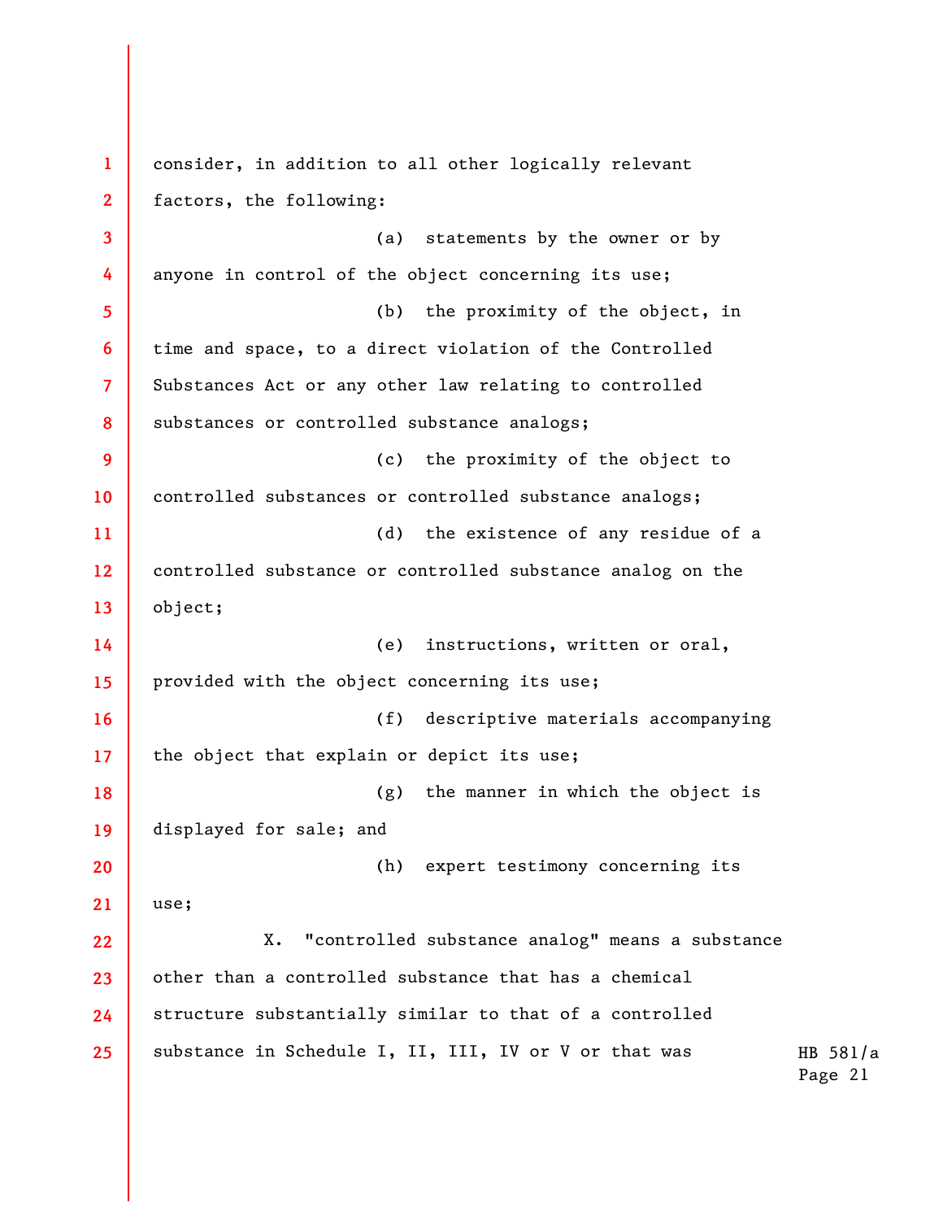consider, in addition to all other logically relevant factors, the following:

(a) statements by the owner or by anyone in control of the object concerning its use;

(b) the proximity of the object, in time and space, to a direct violation of the Controlled Substances Act or any other law relating to controlled substances or controlled substance analogs;

(c) the proximity of the object to controlled substances or controlled substance analogs;

(d) the existence of any residue of a controlled substance or controlled substance analog on the object;

(e) instructions, written or oral, provided with the object concerning its use;

(f) descriptive materials accompanying the object that explain or depict its use;

(g) the manner in which the object is displayed for sale; and

(h) expert testimony concerning its use;

X. "controlled substance analog" means a substance other than a controlled substance that has a chemical structure substantially similar to that of a controlled substance in Schedule I, II, III, IV or V or that was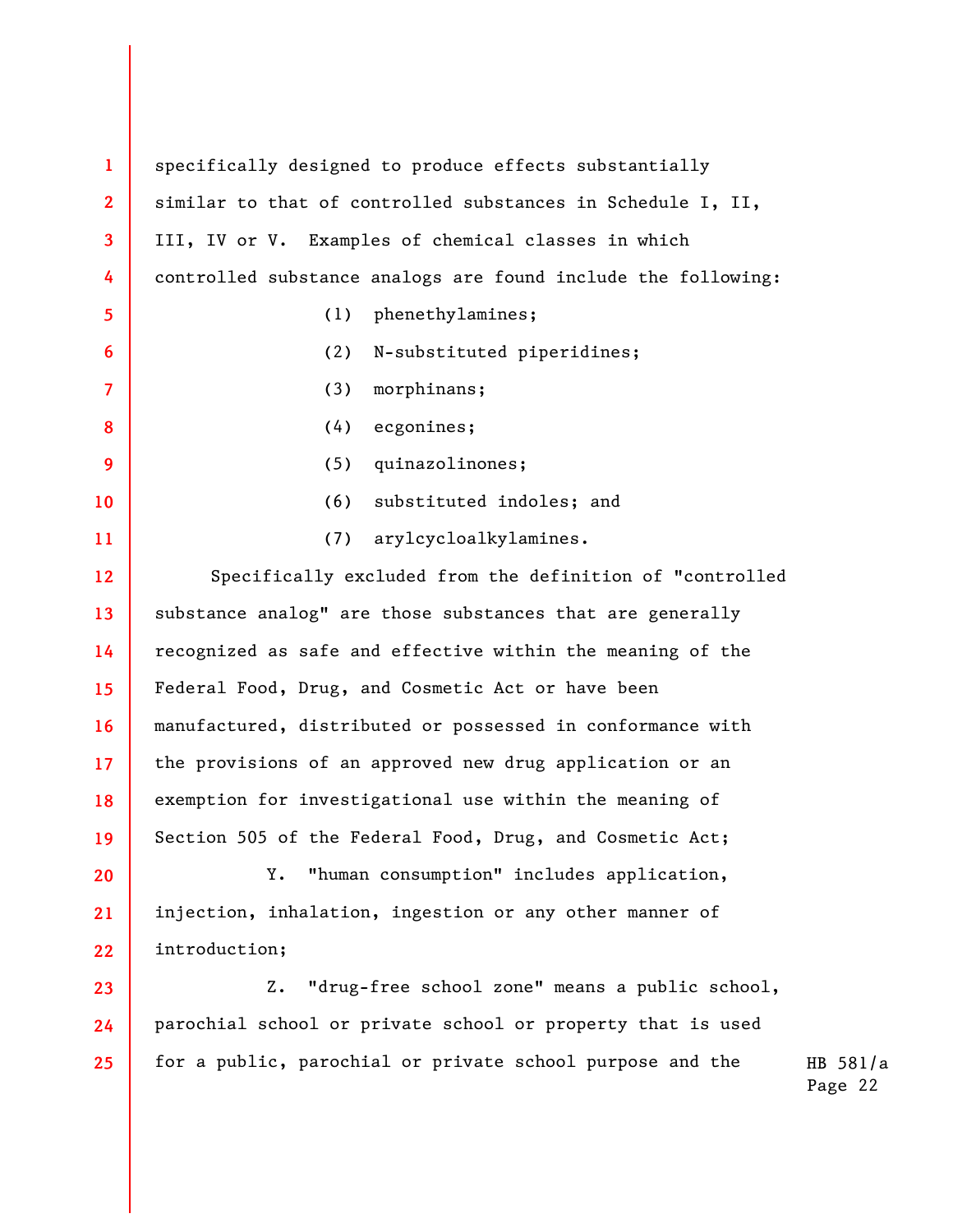specifically designed to produce effects substantially similar to that of controlled substances in Schedule I, II, III, IV or V. Examples of chemical classes in which controlled substance analogs are found include the following:

(1) phenethylamines;

(2) N-substituted piperidines;

(3) morphinans;

(4) ecgonines;

(5) quinazolinones;

(6) substituted indoles; and

(7) arylcycloalkylamines.

Specifically excluded from the definition of "controlled substance analog" are those substances that are generally recognized as safe and effective within the meaning of the Federal Food, Drug, and Cosmetic Act or have been manufactured, distributed or possessed in conformance with the provisions of an approved new drug application or an exemption for investigational use within the meaning of Section 505 of the Federal Food, Drug, and Cosmetic Act;

Y. "human consumption" includes application, injection, inhalation, ingestion or any other manner of introduction;

Z. "drug-free school zone" means a public school, parochial school or private school or property that is used for a public, parochial or private school purpose and the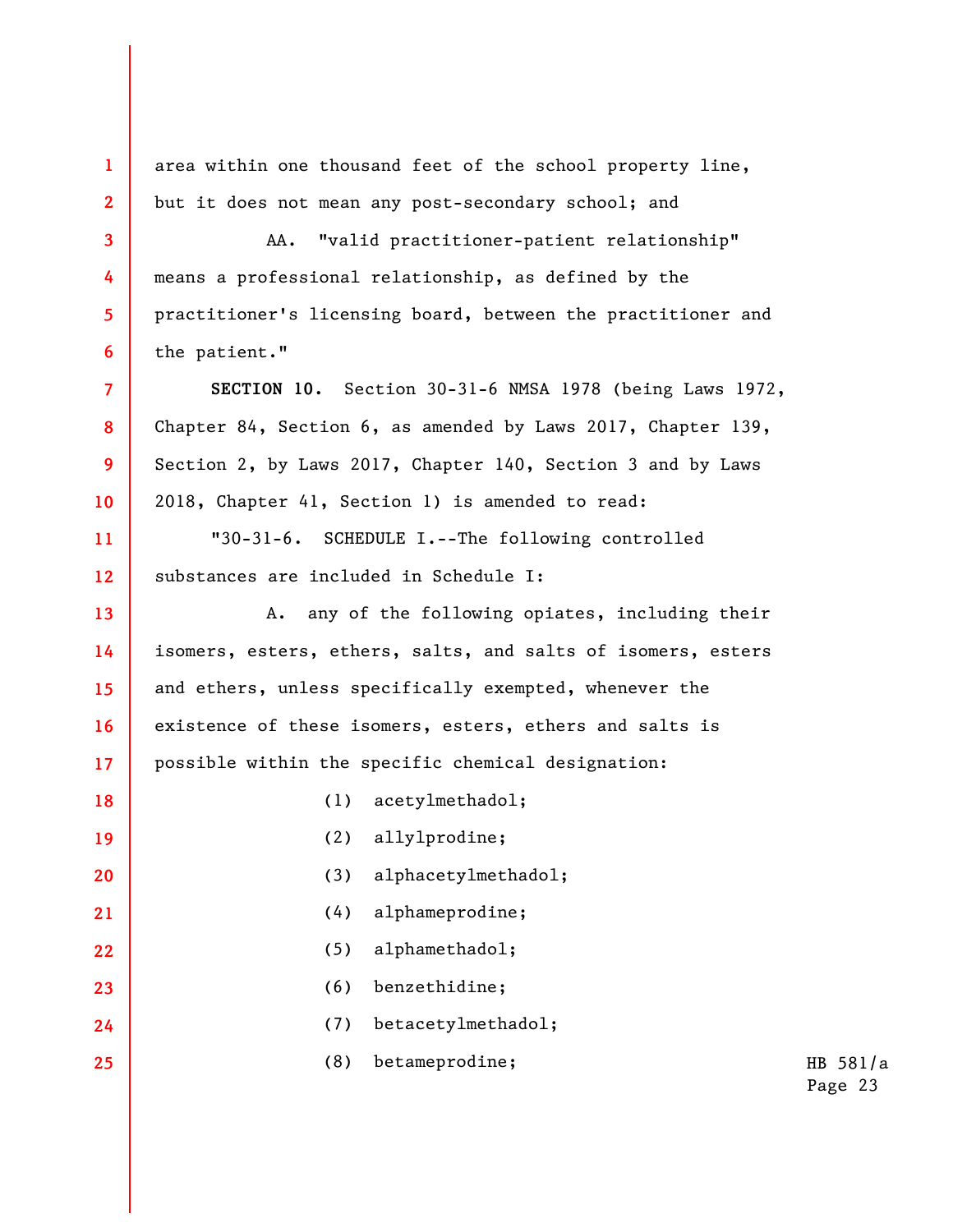area within one thousand feet of the school property line, but it does not mean any post-secondary school; and

AA. "valid practitioner-patient relationship" means a professional relationship, as defined by the practitioner's licensing board, between the practitioner and the patient."

**SECTION 10.** Section 30-31-6 NMSA 1978 (being Laws 1972, Chapter 84, Section 6, as amended by Laws 2017, Chapter 139, Section 2, by Laws 2017, Chapter 140, Section 3 and by Laws 2018, Chapter 41, Section 1) is amended to read:

"30-31-6. SCHEDULE I.--The following controlled substances are included in Schedule I:

A. any of the following opiates, including their isomers, esters, ethers, salts, and salts of isomers, esters and ethers, unless specifically exempted, whenever the existence of these isomers, esters, ethers and salts is possible within the specific chemical designation:

(1) acetylmethadol;

(2) allylprodine;

(3) alphacetylmethadol;

(4) alphameprodine;

(5) alphamethadol;

(6) benzethidine;

(7) betacetylmethadol;

(8) betameprodine;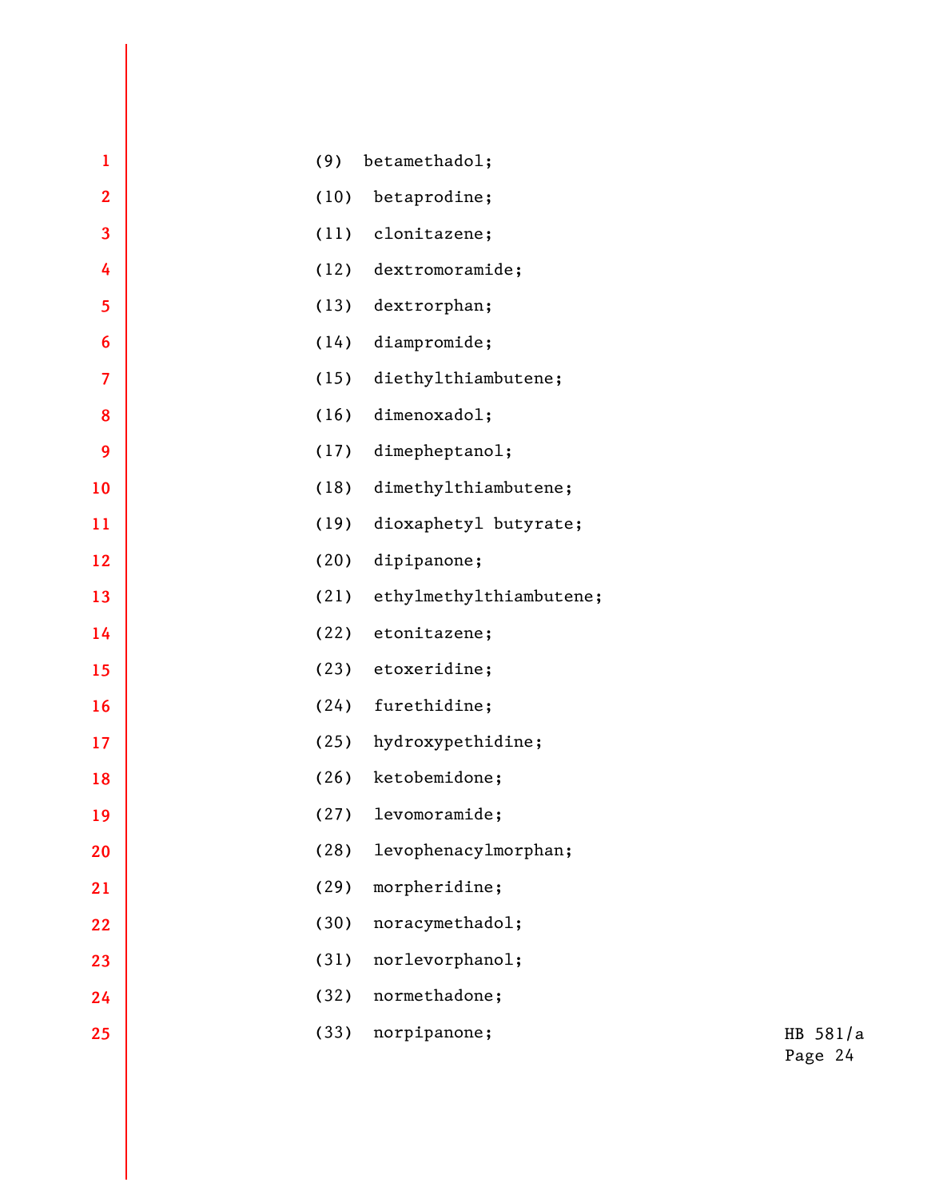(9) betamethadol;

(10) betaprodine;

(11) clonitazene;

(12) dextromoramide;

(13) dextrorphan;

(14) diampromide;

(15) diethylthiambutene;

(16) dimenoxadol;

(17) dimepheptanol;

(18) dimethylthiambutene;

(19) dioxaphetyl butyrate;

(20) dipipanone;

(21) ethylmethylthiambutene;

(22) etonitazene;

(23) etoxeridine;

(24) furethidine;

(25) hydroxypethidine;

(26) ketobemidone;

(27) levomoramide;

(28) levophenacylmorphan;

(29) morpheridine;

(30) noracymethadol;

(31) norlevorphanol;

(32) normethadone;

(33) norpipanone;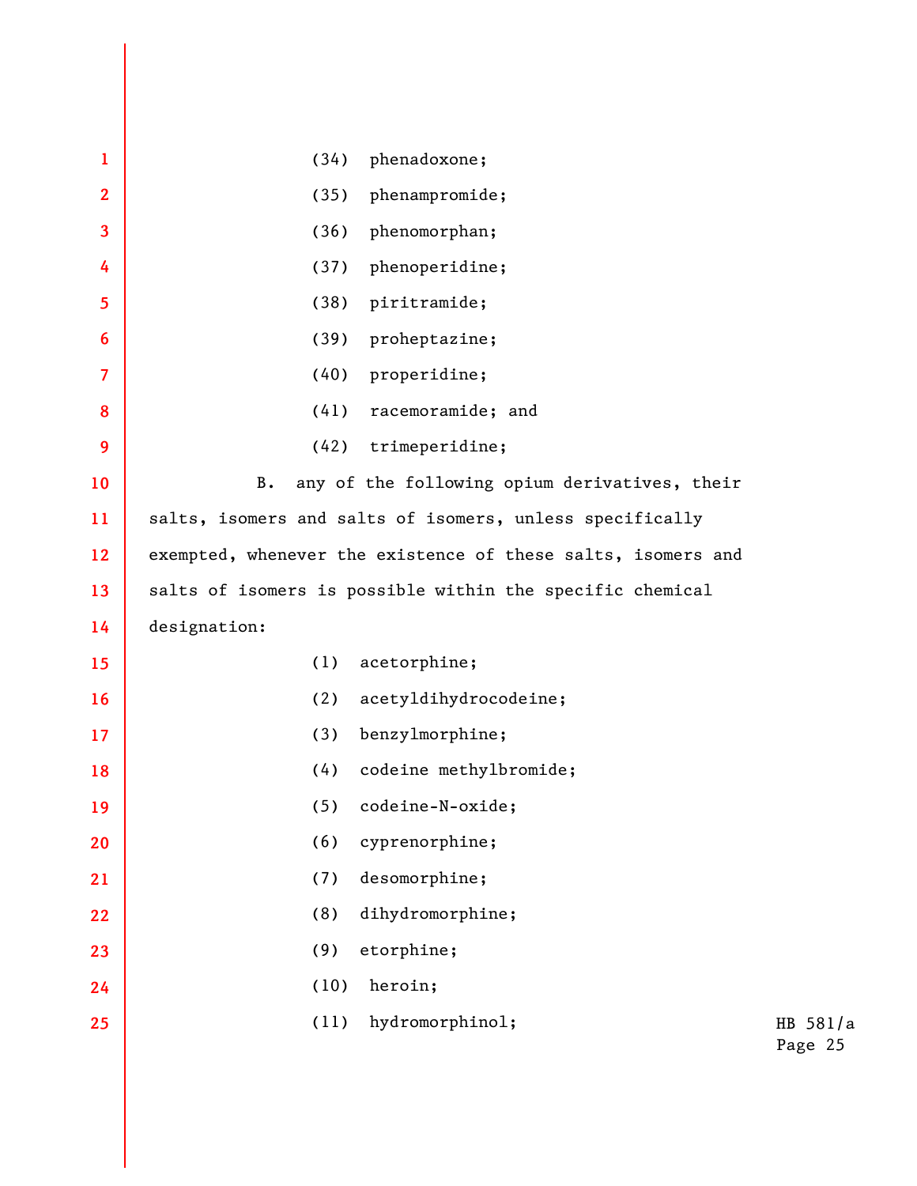(34) phenadoxone;

(35) phenampromide;

(36) phenomorphan;

(37) phenoperidine;

(38) piritramide;

(39) proheptazine;

(40) properidine;

(41) racemoramide; and

(42) trimeperidine;

B. any of the following opium derivatives, their salts, isomers and salts of isomers, unless specifically exempted, whenever the existence of these salts, isomers and salts of isomers is possible within the specific chemical designation:

(1) acetorphine;

(2) acetyldihydrocodeine;

(3) benzylmorphine;

(4) codeine methylbromide;

(5) codeine-N-oxide;

(6) cyprenorphine;

(7) desomorphine;

(8) dihydromorphine;

(9) etorphine;

(10) heroin;

(11) hydromorphinol;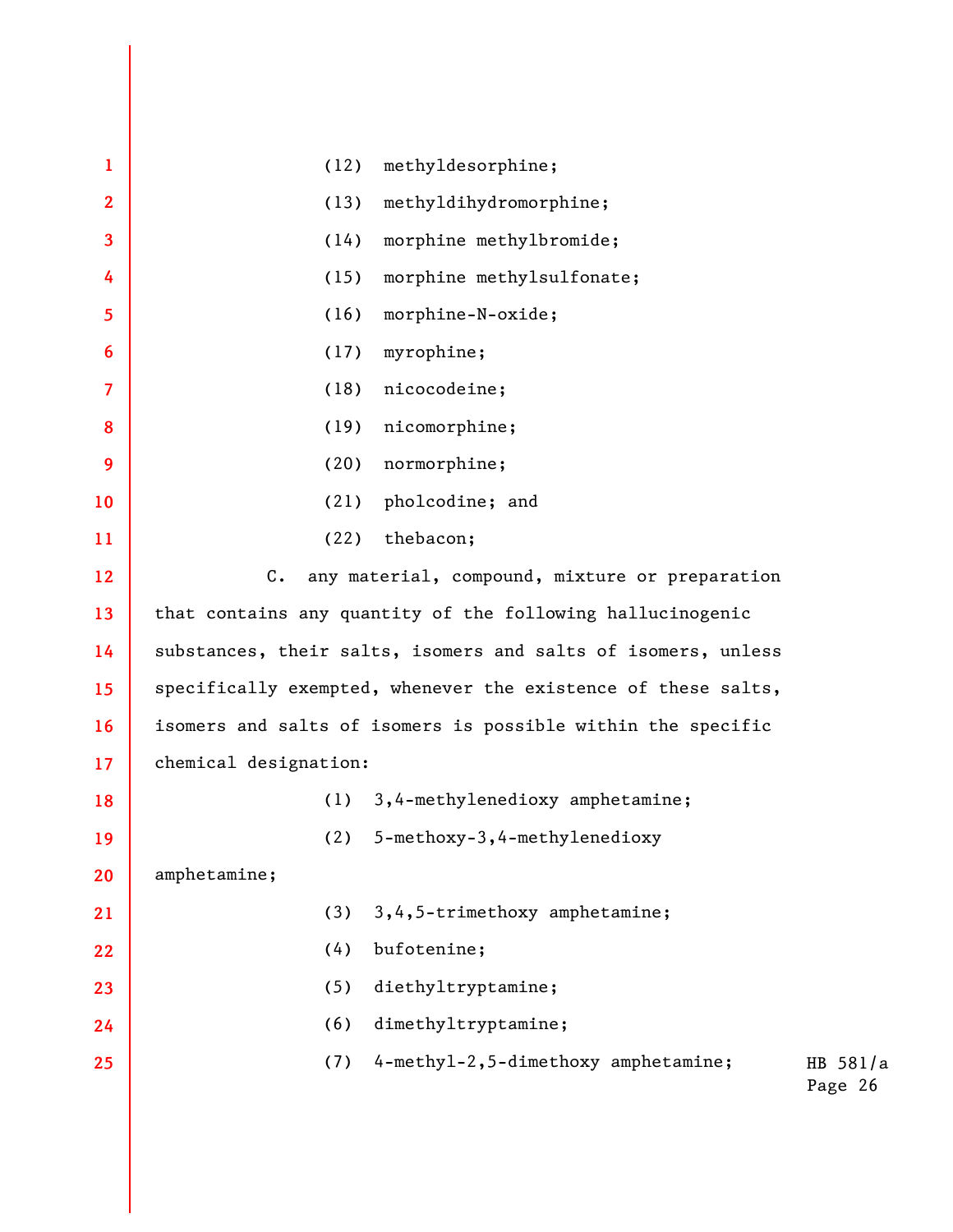(12) methyldesorphine;

(13) methyldihydromorphine;

(14) morphine methylbromide;

(15) morphine methylsulfonate;

(16) morphine-N-oxide;

(17) myrophine;

(18) nicocodeine;

(19) nicomorphine;

(20) normorphine;

(21) pholcodine; and

(22) thebacon;

C. any material, compound, mixture or preparation that contains any quantity of the following hallucinogenic substances, their salts, isomers and salts of isomers, unless specifically exempted, whenever the existence of these salts, isomers and salts of isomers is possible within the specific chemical designation:

(1) 3,4-methylenedioxy amphetamine;

(2) 5-methoxy-3,4-methylenedioxy amphetamine;

(3) 3,4,5-trimethoxy amphetamine;

(4) bufotenine;

(5) diethyltryptamine;

(6) dimethyltryptamine;

(7) 4-methyl-2,5-dimethoxy amphetamine;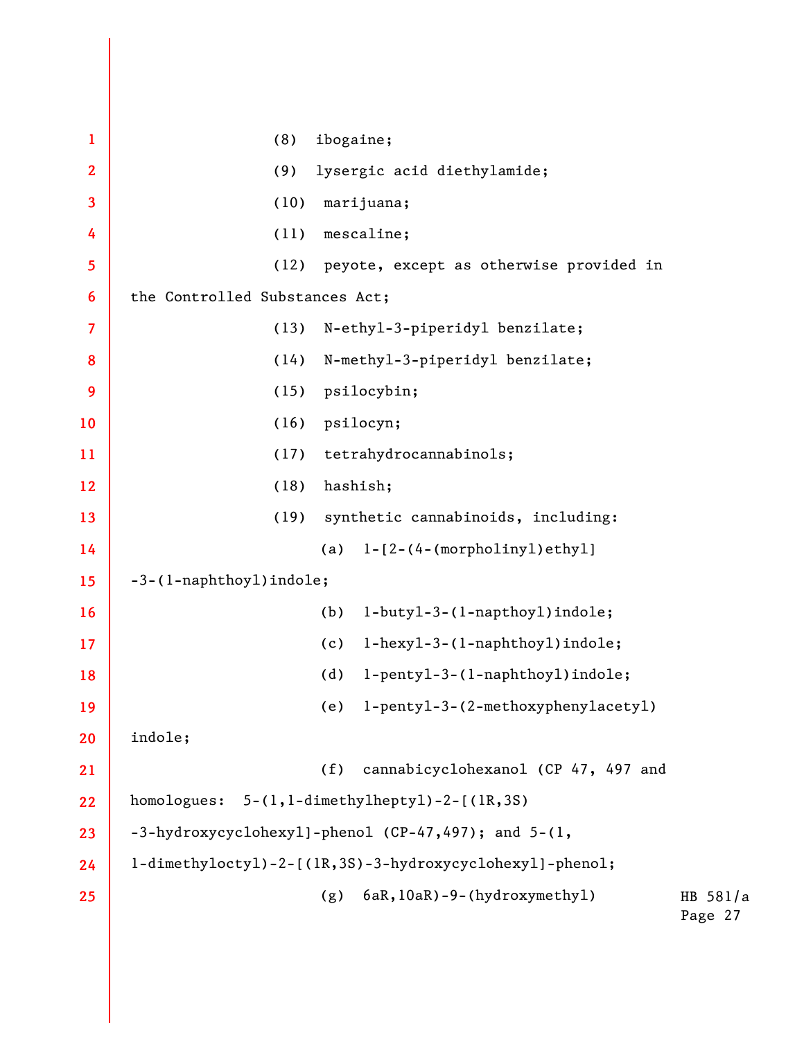(8) ibogaine;

(9) lysergic acid diethylamide;

(10) marijuana;

(11) mescaline;

(12) peyote, except as otherwise provided in the Controlled Substances Act;

(13) N-ethyl-3-piperidyl benzilate;

(14) N-methyl-3-piperidyl benzilate;

(15) psilocybin;

(16) psilocyn;

(17) tetrahydrocannabinols;

(18) hashish;

(19) synthetic cannabinoids, including:

(a) 1-[2-(4-(morpholinyl)ethyl] -3-(1-naphthoyl)indole;

(b) 1-butyl-3-(1-napthoyl)indole;

(c) 1-hexyl-3-(1-naphthoyl)indole;

(d) 1-pentyl-3-(1-naphthoyl)indole;

(e) 1-pentyl-3-(2-methoxyphenylacetyl) indole;

(f) cannabicyclohexanol (CP 47, 497 and homologues: 5-(1,1-dimethylheptyl)-2-[(1R,3S) -3-hydroxycyclohexyl]-phenol (CP-47,497); and 5-(1, 1-dimethyloctyl)-2-[(1R,3S)-3-hydroxycyclohexyl]-phenol;

(g) 6aR,10aR)-9-(hydroxymethyl)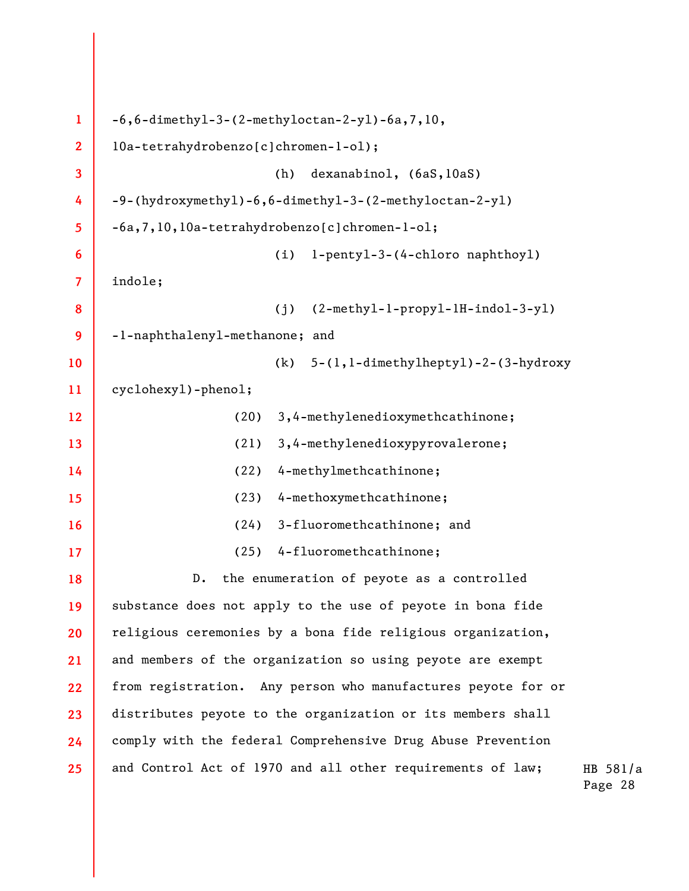-6,6-dimethyl-3-(2-methyloctan-2-yl)-6a,7,10, 10a-tetrahydrobenzo[c]chromen-1-ol);

(h) dexanabinol, (6aS,10aS) -9-(hydroxymethyl)-6,6-dimethyl-3-(2-methyloctan-2-yl) -6a,7,10,10a-tetrahydrobenzo[c]chromen-1-ol;

(i) 1-pentyl-3-(4-chloro naphthoyl) indole;

(j) (2-methyl-1-propyl-1H-indol-3-yl) -1-naphthalenyl-methanone; and

(k) 5-(1,1-dimethylheptyl)-2-(3-hydroxy cyclohexyl)-phenol;

(20) 3,4-methylenedioxymethcathinone;

(21) 3,4-methylenedioxypyrovalerone;

(22) 4-methylmethcathinone;

(23) 4-methoxymethcathinone;

(24) 3-fluoromethcathinone; and

(25) 4-fluoromethcathinone;

D. the enumeration of peyote as a controlled substance does not apply to the use of peyote in bona fide religious ceremonies by a bona fide religious organization, and members of the organization so using peyote are exempt from registration. Any person who manufactures peyote for or distributes peyote to the organization or its members shall comply with the federal Comprehensive Drug Abuse Prevention and Control Act of 1970 and all other requirements of law;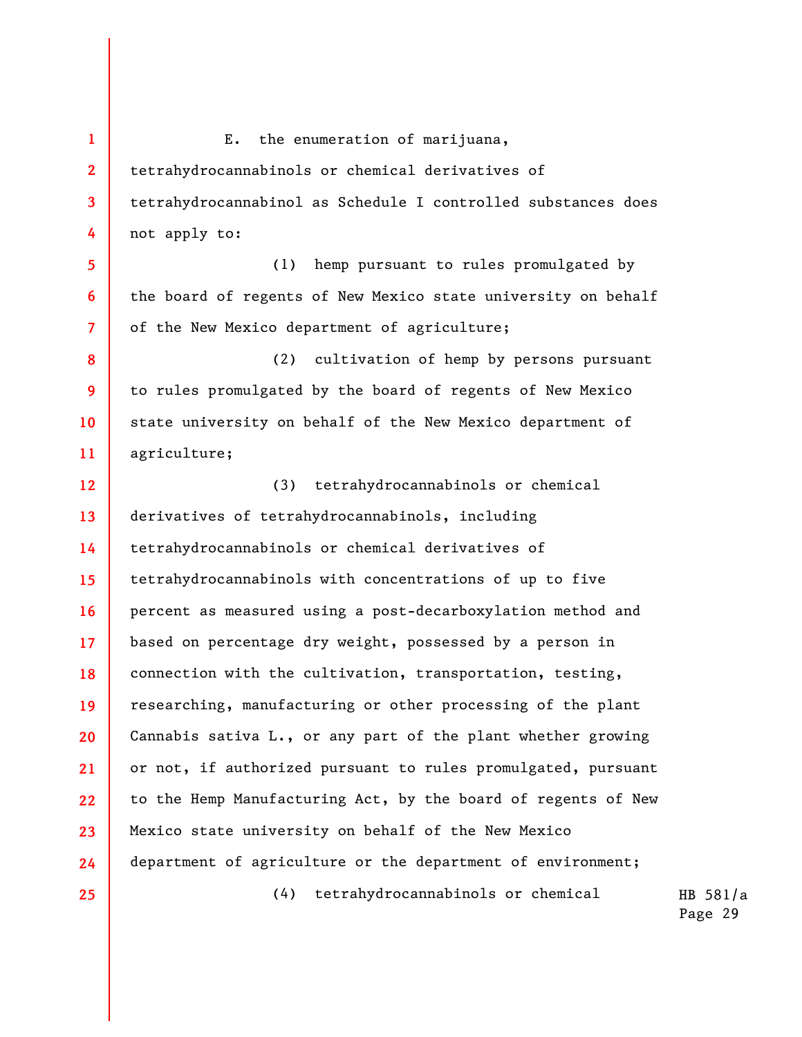E. the enumeration of marijuana, tetrahydrocannabinols or chemical derivatives of tetrahydrocannabinol as Schedule I controlled substances does not apply to:

(1) hemp pursuant to rules promulgated by the board of regents of New Mexico state university on behalf of the New Mexico department of agriculture;

(2) cultivation of hemp by persons pursuant to rules promulgated by the board of regents of New Mexico state university on behalf of the New Mexico department of agriculture;

(3) tetrahydrocannabinols or chemical derivatives of tetrahydrocannabinols, including tetrahydrocannabinols or chemical derivatives of tetrahydrocannabinols with concentrations of up to five percent as measured using a post-decarboxylation method and based on percentage dry weight, possessed by a person in connection with the cultivation, transportation, testing, researching, manufacturing or other processing of the plant Cannabis sativa L., or any part of the plant whether growing or not, if authorized pursuant to rules promulgated, pursuant to the Hemp Manufacturing Act, by the board of regents of New Mexico state university on behalf of the New Mexico department of agriculture or the department of environment;

(4) tetrahydrocannabinols or chemical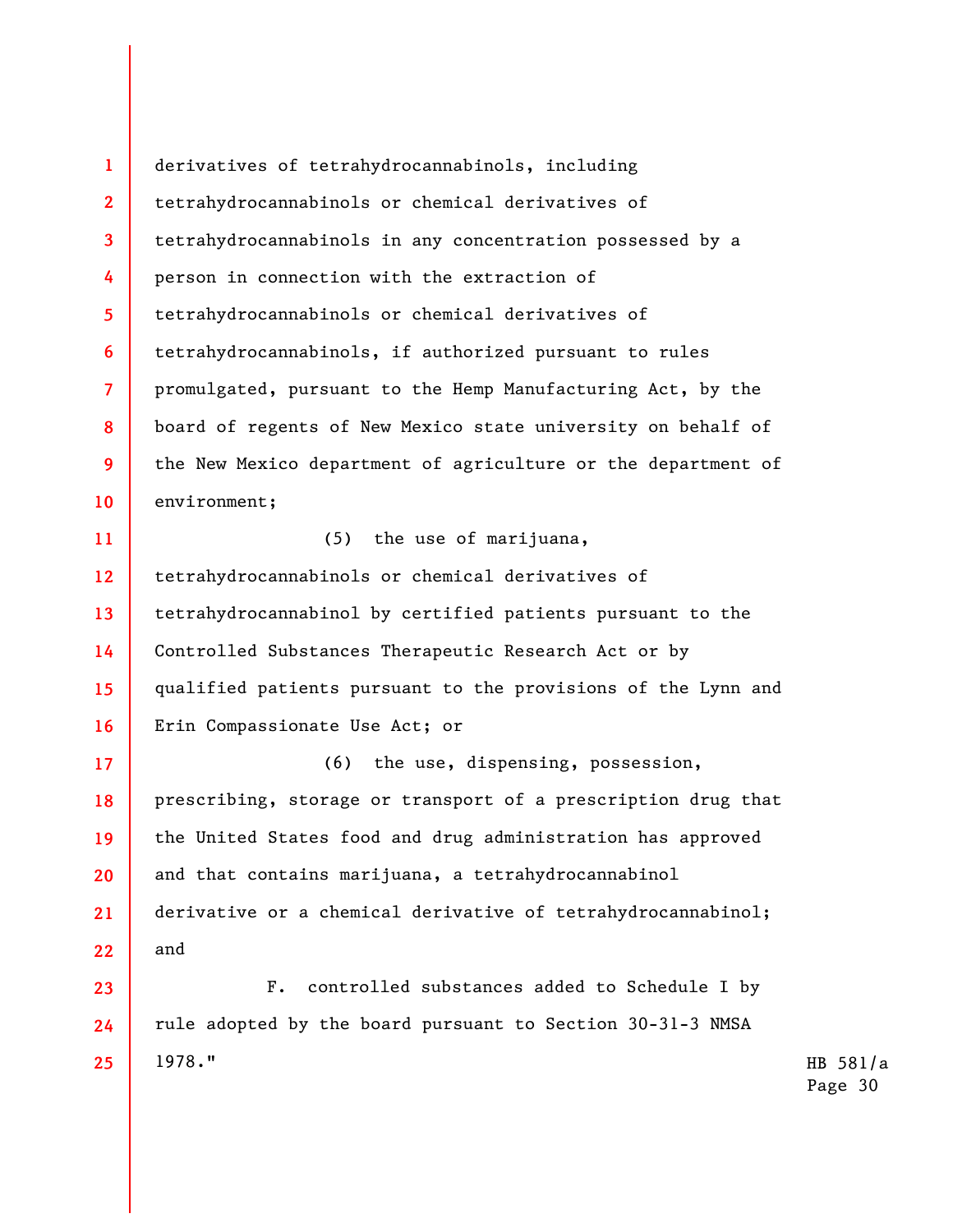derivatives of tetrahydrocannabinols, including tetrahydrocannabinols or chemical derivatives of tetrahydrocannabinols in any concentration possessed by a person in connection with the extraction of tetrahydrocannabinols or chemical derivatives of tetrahydrocannabinols, if authorized pursuant to rules promulgated, pursuant to the Hemp Manufacturing Act, by the board of regents of New Mexico state university on behalf of the New Mexico department of agriculture or the department of environment;

(5) the use of marijuana, tetrahydrocannabinols or chemical derivatives of tetrahydrocannabinol by certified patients pursuant to the Controlled Substances Therapeutic Research Act or by qualified patients pursuant to the provisions of the Lynn and Erin Compassionate Use Act; or

(6) the use, dispensing, possession, prescribing, storage or transport of a prescription drug that the United States food and drug administration has approved and that contains marijuana, a tetrahydrocannabinol derivative or a chemical derivative of tetrahydrocannabinol; and

F. controlled substances added to Schedule I by rule adopted by the board pursuant to Section 30-31-3 NMSA 1978."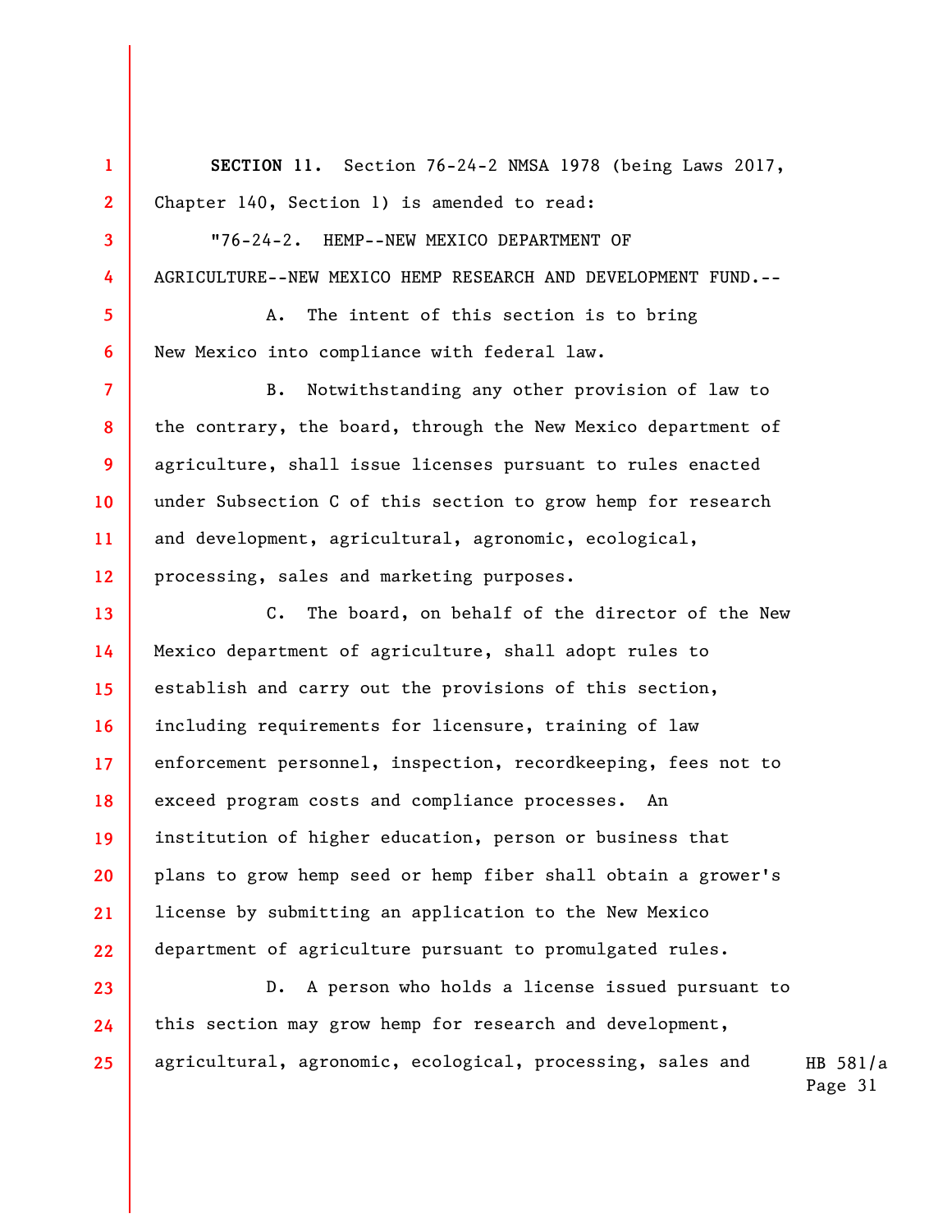**SECTION 11.** Section 76-24-2 NMSA 1978 (being Laws 2017, Chapter 140, Section 1) is amended to read:

"76-24-2. HEMP--NEW MEXICO DEPARTMENT OF AGRICULTURE--NEW MEXICO HEMP RESEARCH AND DEVELOPMENT FUND.--

A. The intent of this section is to bring New Mexico into compliance with federal law.

B. Notwithstanding any other provision of law to the contrary, the board, through the New Mexico department of agriculture, shall issue licenses pursuant to rules enacted under Subsection C of this section to grow hemp for research and development, agricultural, agronomic, ecological, processing, sales and marketing purposes.

C. The board, on behalf of the director of the New Mexico department of agriculture, shall adopt rules to establish and carry out the provisions of this section, including requirements for licensure, training of law enforcement personnel, inspection, recordkeeping, fees not to exceed program costs and compliance processes. An institution of higher education, person or business that plans to grow hemp seed or hemp fiber shall obtain a grower's license by submitting an application to the New Mexico department of agriculture pursuant to promulgated rules.

D. A person who holds a license issued pursuant to this section may grow hemp for research and development, agricultural, agronomic, ecological, processing, sales and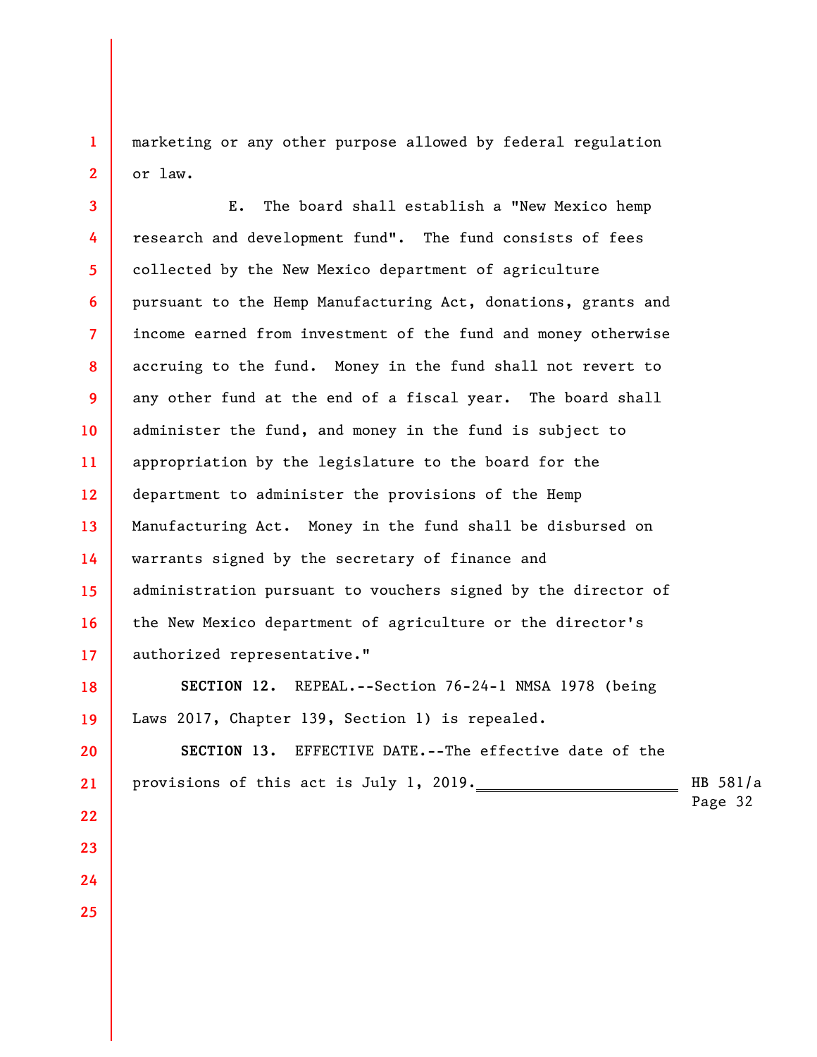marketing or any other purpose allowed by federal regulation or law.

E. The board shall establish a "New Mexico hemp research and development fund". The fund consists of fees collected by the New Mexico department of agriculture pursuant to the Hemp Manufacturing Act, donations, grants and income earned from investment of the fund and money otherwise accruing to the fund. Money in the fund shall not revert to any other fund at the end of a fiscal year. The board shall administer the fund, and money in the fund is subject to appropriation by the legislature to the board for the department to administer the provisions of the Hemp Manufacturing Act. Money in the fund shall be disbursed on warrants signed by the secretary of finance and administration pursuant to vouchers signed by the director of the New Mexico department of agriculture or the director's authorized representative."

**SECTION 12.** REPEAL.--Section 76-24-1 NMSA 1978 (being Laws 2017, Chapter 139, Section 1) is repealed.

**SECTION 13.** EFFECTIVE DATE.--The effective date of the provisions of this act is July 1, 2019.

HB 581/a